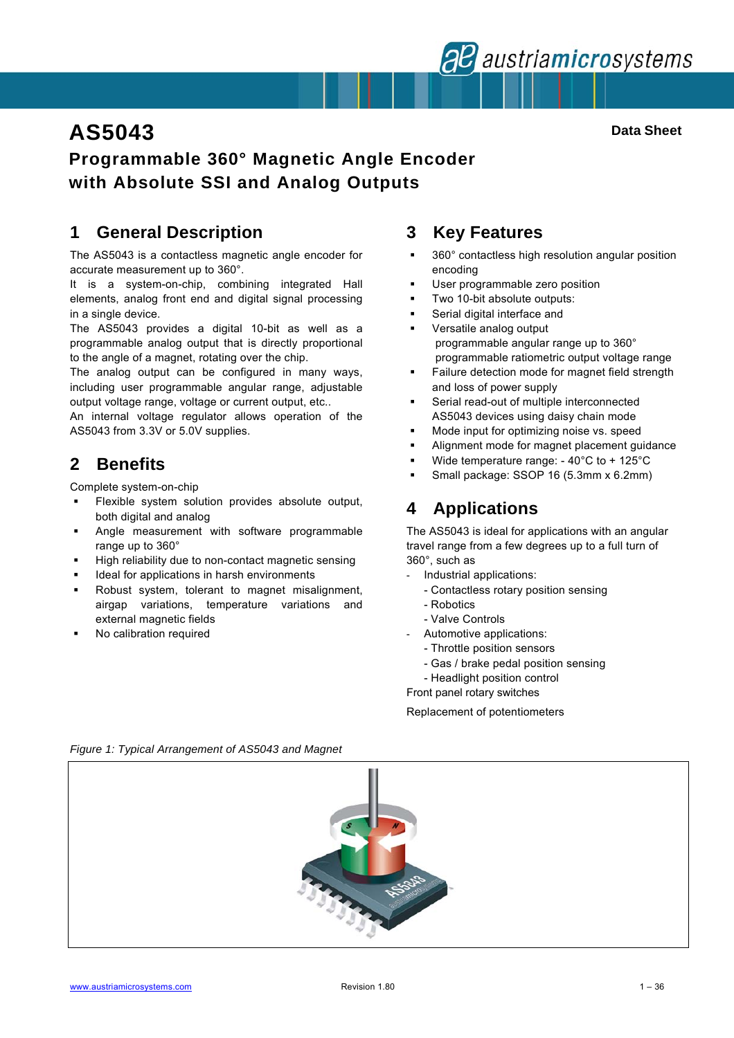# AS5043

**Data Sheet**

## Programmable 360° Magnetic Angle Encoder with Absolute SSI and Analog Outputs

## 1 General Description

The AS5043 is a contactless magnetic angle encoder for accurate measurement up to 360°.

It is a system-on-chip, combining integrated Hall elements, analog front end and digital signal processing in a single device.

The AS5043 provides a digital 10-bit as well as a programmable analog output that is directly proportional to the angle of a magnet, rotating over the chip.

The analog output can be configured in many ways, including user programmable angular range, adjustable output voltage range, voltage or current output, etc..

An internal voltage regulator allows operation of the AS5043 from 3.3V or 5.0V supplies.

## 2 Benefits

Complete system-on-chip

- Flexible system solution provides absolute output, both digital and analog
- Angle measurement with software programmable range up to 360°
- High reliability due to non-contact magnetic sensing
- Ideal for applications in harsh environments
- Robust system, tolerant to magnet misalignment, airgap variations, temperature variations and external magnetic fields
- No calibration required

## 3 Key Features

- 360° contactless high resolution angular position encoding
- User programmable zero position
- Two 10-bit absolute outputs:
- Serial digital interface and
- Versatile analog output
  programmable angular range up to 360°
  programmable ratiometric output voltage range
- Failure detection mode for magnet field strength and loss of power supply
- Serial read-out of multiple interconnected AS5043 devices using daisy chain mode
- Mode input for optimizing noise vs. speed
- Alignment mode for magnet placement guidance
- Wide temperature range: - 40°C to + 125°C
- Small package: SSOP 16 (5.3mm x 6.2mm)

## 4 Applications

The AS5043 is ideal for applications with an angular travel range from a few degrees up to a full turn of 360°, such as

- Industrial applications:
  - Contactless rotary position sensing
  - Robotics
  - Valve Controls
- Automotive applications:
  - Throttle position sensors
  - Gas / brake pedal position sensing
  - Headlight position control

Front panel rotary switches

Replacement of potentiometers

*Figure 1: Typical Arrangement of AS5043 and Magnet*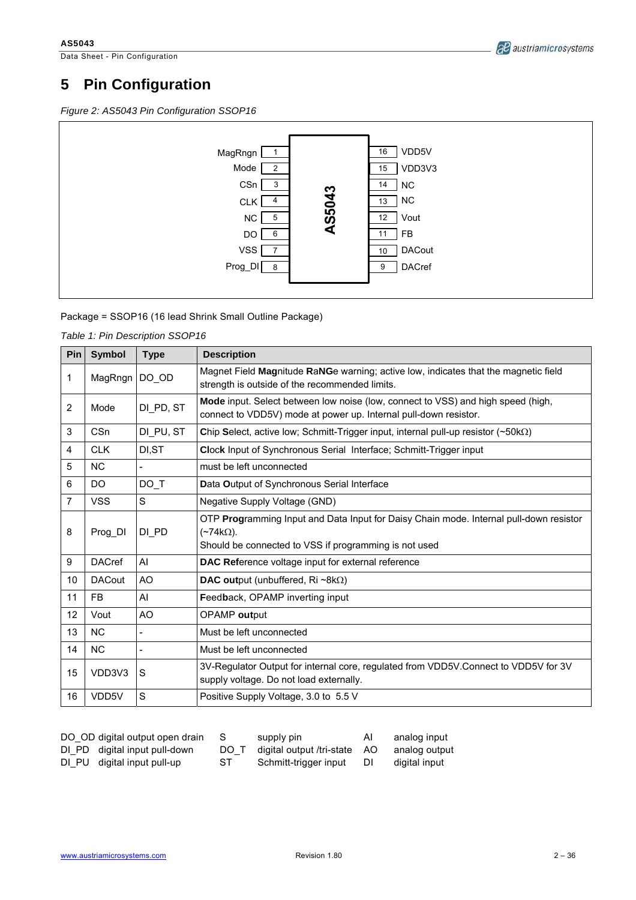# 5 Pin Configuration

*Figure 2: AS5043 Pin Configuration SSOP16*

| Pin | Left | | Pin | Right |
|---|---|---|---|---|
| 1 | MagRngn | | 16 | VDD5V |
| 2 | Mode | | 15 | VDD3V3 |
| 3 | CSn | | 14 | NC |
| 4 | CLK | AS5043 | 13 | NC |
| 5 | NC | | 12 | Vout |
| 6 | DO | | 11 | FB |
| 7 | VSS | | 10 | DACout |
| 8 | Prog_DI | | 9 | DACref |

Package = SSOP16 (16 lead Shrink Small Outline Package)

*Table 1: Pin Description SSOP16*

| Pin | Symbol | Type | Description |
|---|---|---|---|
| 1 | MagRngn | DO_OD | Magnet Field **Mag**nitude **R**a**NG**e warning; active low, indicates that the magnetic field strength is outside of the recommended limits. |
| 2 | Mode | DI_PD, ST | **Mode** input. Select between low noise (low, connect to VSS) and high speed (high, connect to VDD5V) mode at power up. Internal pull-down resistor. |
| 3 | CSn | DI_PU, ST | **C**hip **S**elect, active low; Schmitt-Trigger input, internal pull-up resistor (~50kΩ) |
| 4 | CLK | DI,ST | **Cl**oc**k** Input of Synchronous Serial Interface; Schmitt-Trigger input |
| 5 | NC | - | must be left unconnected |
| 6 | DO | DO_T | **D**ata **O**utput of Synchronous Serial Interface |
| 7 | VSS | S | Negative Supply Voltage (GND) |
| 8 | Prog_DI | DI_PD | OTP **Prog**ramming Input and Data Input for Daisy Chain mode. Internal pull-down resistor (~74kΩ).<br>Should be connected to VSS if programming is not used |
| 9 | DACref | AI | **DAC Ref**erence voltage input for external reference |
| 10 | DACout | AO | **DAC out**put (unbuffered, Ri ~8kΩ) |
| 11 | FB | AI | **F**eed**b**ack, OPAMP inverting input |
| 12 | Vout | AO | OPAMP **out**put |
| 13 | NC | - | Must be left unconnected |
| 14 | NC | - | Must be left unconnected |
| 15 | VDD3V3 | S | 3V-Regulator Output for internal core, regulated from VDD5V.Connect to VDD5V for 3V supply voltage. Do not load externally. |
| 16 | VDD5V | S | Positive Supply Voltage, 3.0 to 5.5 V |

DO_OD digital output open drain
DI_PD digital input pull-down
DI_PU digital input pull-up
S supply pin
DO_T digital output /tri-state
ST Schmitt-trigger input
AI analog input
AO analog output
DI digital input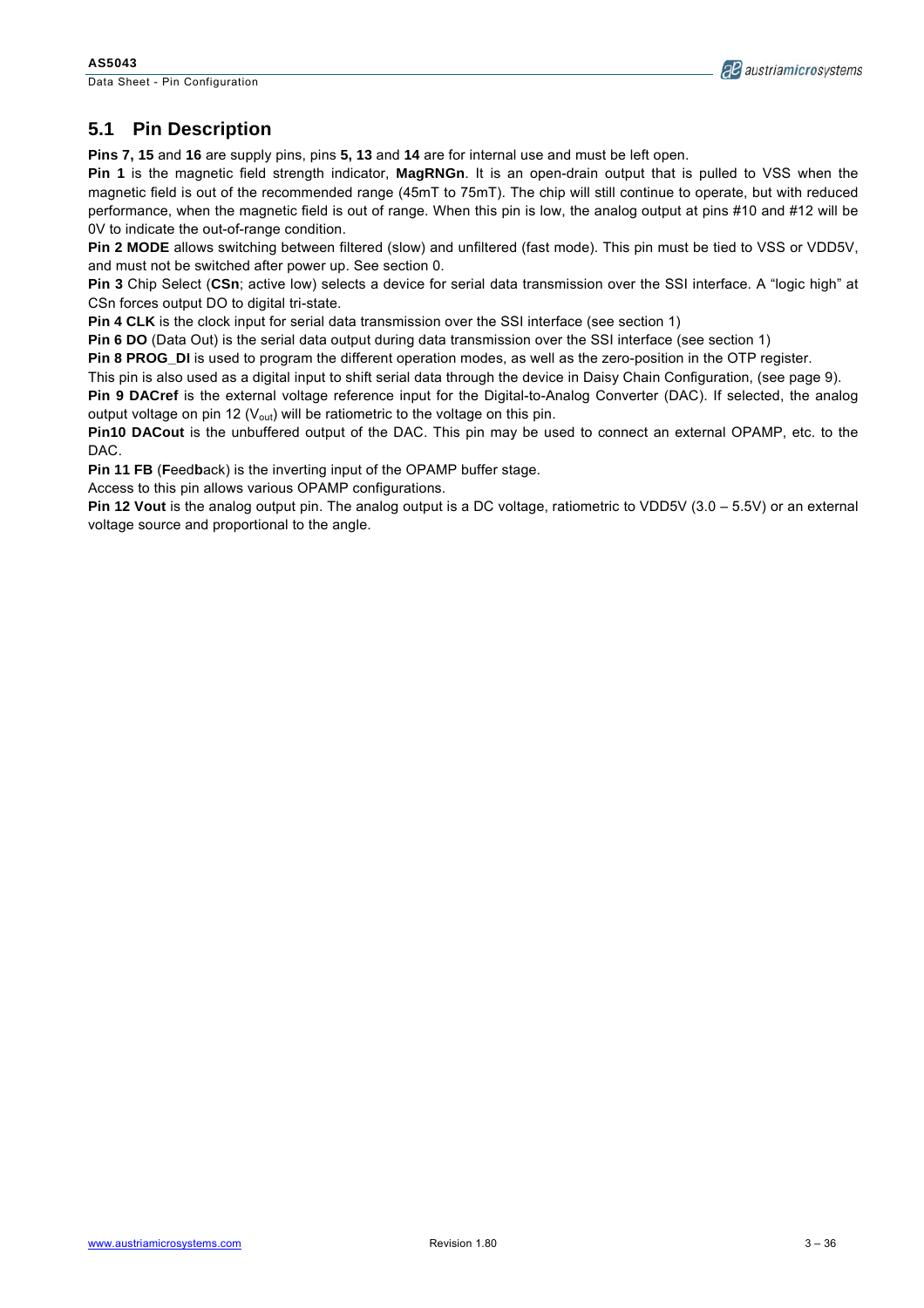## 5.1 Pin Description

**Pins 7, 15** and **16** are supply pins, pins **5, 13** and **14** are for internal use and must be left open.

**Pin 1** is the magnetic field strength indicator, **MagRNGn**. It is an open-drain output that is pulled to VSS when the magnetic field is out of the recommended range (45mT to 75mT). The chip will still continue to operate, but with reduced performance, when the magnetic field is out of range. When this pin is low, the analog output at pins #10 and #12 will be 0V to indicate the out-of-range condition.

**Pin 2 MODE** allows switching between filtered (slow) and unfiltered (fast mode). This pin must be tied to VSS or VDD5V, and must not be switched after power up. See section 0.

**Pin 3** Chip Select (**CSn**; active low) selects a device for serial data transmission over the SSI interface. A "logic high" at CSn forces output DO to digital tri-state.

**Pin 4 CLK** is the clock input for serial data transmission over the SSI interface (see section 1)

**Pin 6 DO** (Data Out) is the serial data output during data transmission over the SSI interface (see section 1)

**Pin 8 PROG_DI** is used to program the different operation modes, as well as the zero-position in the OTP register.

This pin is also used as a digital input to shift serial data through the device in Daisy Chain Configuration, (see page 9).

**Pin 9 DACref** is the external voltage reference input for the Digital-to-Analog Converter (DAC). If selected, the analog output voltage on pin 12 ($V_{out}$) will be ratiometric to the voltage on this pin.

**Pin10 DACout** is the unbuffered output of the DAC. This pin may be used to connect an external OPAMP, etc. to the DAC.

**Pin 11 FB** (**F**eed**b**ack) is the inverting input of the OPAMP buffer stage.

Access to this pin allows various OPAMP configurations.

**Pin 12 Vout** is the analog output pin. The analog output is a DC voltage, ratiometric to VDD5V (3.0 – 5.5V) or an external voltage source and proportional to the angle.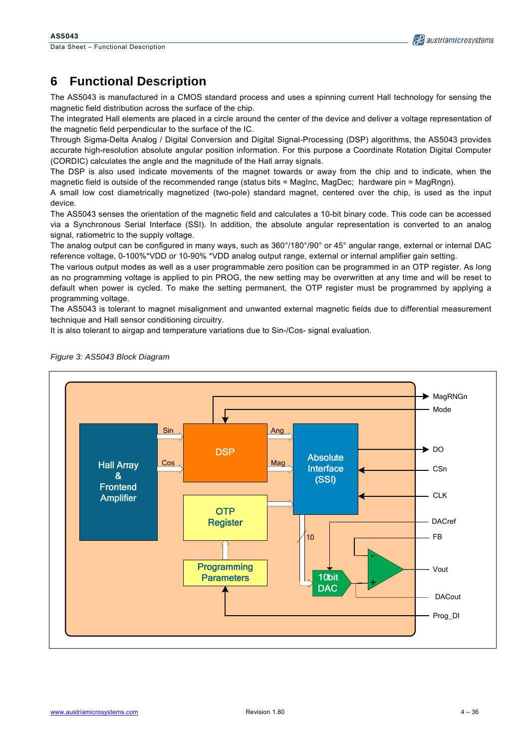# 6 Functional Description

The AS5043 is manufactured in a CMOS standard process and uses a spinning current Hall technology for sensing the magnetic field distribution across the surface of the chip.

The integrated Hall elements are placed in a circle around the center of the device and deliver a voltage representation of the magnetic field perpendicular to the surface of the IC.

Through Sigma-Delta Analog / Digital Conversion and Digital Signal-Processing (DSP) algorithms, the AS5043 provides accurate high-resolution absolute angular position information. For this purpose a Coordinate Rotation Digital Computer (CORDIC) calculates the angle and the magnitude of the Hall array signals.

The DSP is also used indicate movements of the magnet towards or away from the chip and to indicate, when the magnetic field is outside of the recommended range (status bits = MagInc, MagDec; hardware pin = MagRngn).

A small low cost diametrically magnetized (two-pole) standard magnet, centered over the chip, is used as the input device.

The AS5043 senses the orientation of the magnetic field and calculates a 10-bit binary code. This code can be accessed via a Synchronous Serial Interface (SSI). In addition, the absolute angular representation is converted to an analog signal, ratiometric to the supply voltage.

The analog output can be configured in many ways, such as 360°/180°/90° or 45° angular range, external or internal DAC reference voltage, 0-100%*VDD or 10-90% *VDD analog output range, external or internal amplifier gain setting.

The various output modes as well as a user programmable zero position can be programmed in an OTP register. As long as no programming voltage is applied to pin PROG, the new setting may be overwritten at any time and will be reset to default when power is cycled. To make the setting permanent, the OTP register must be programmed by applying a programming voltage.

The AS5043 is tolerant to magnet misalignment and unwanted external magnetic fields due to differential measurement technique and Hall sensor conditioning circuitry.

It is also tolerant to airgap and temperature variations due to Sin-/Cos- signal evaluation.

*Figure 3: AS5043 Block Diagram*

Hall Array & Frontend Amplifier — Sin, Cos — DSP — Ang, Mag — Absolute Interface (SSI) — DO, CSn, CLK; DSP — MagRNGn, Mode; OTP Register — Programming Parameters — Prog_DI; 10 — 10bit DAC — DACref, FB, Vout, DACout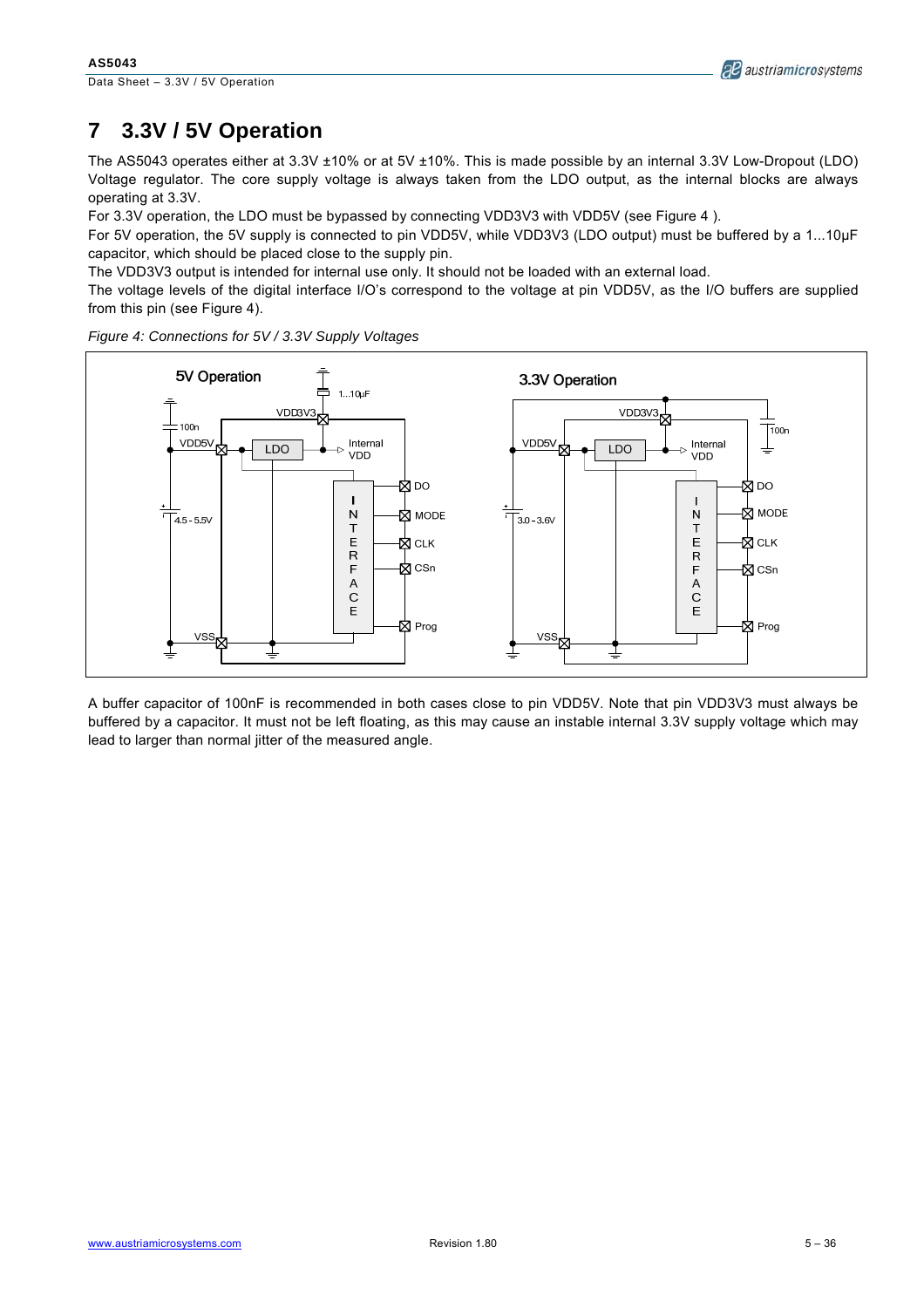# 7 3.3V / 5V Operation

The AS5043 operates either at 3.3V ±10% or at 5V ±10%. This is made possible by an internal 3.3V Low-Dropout (LDO) Voltage regulator. The core supply voltage is always taken from the LDO output, as the internal blocks are always operating at 3.3V.

For 3.3V operation, the LDO must be bypassed by connecting VDD3V3 with VDD5V (see Figure 4 ).

For 5V operation, the 5V supply is connected to pin VDD5V, while VDD3V3 (LDO output) must be buffered by a 1...10µF capacitor, which should be placed close to the supply pin.

The VDD3V3 output is intended for internal use only. It should not be loaded with an external load.

The voltage levels of the digital interface I/O's correspond to the voltage at pin VDD5V, as the I/O buffers are supplied from this pin (see Figure 4).

*Figure 4: Connections for 5V / 3.3V Supply Voltages*

A buffer capacitor of 100nF is recommended in both cases close to pin VDD5V. Note that pin VDD3V3 must always be buffered by a capacitor. It must not be left floating, as this may cause an instable internal 3.3V supply voltage which may lead to larger than normal jitter of the measured angle.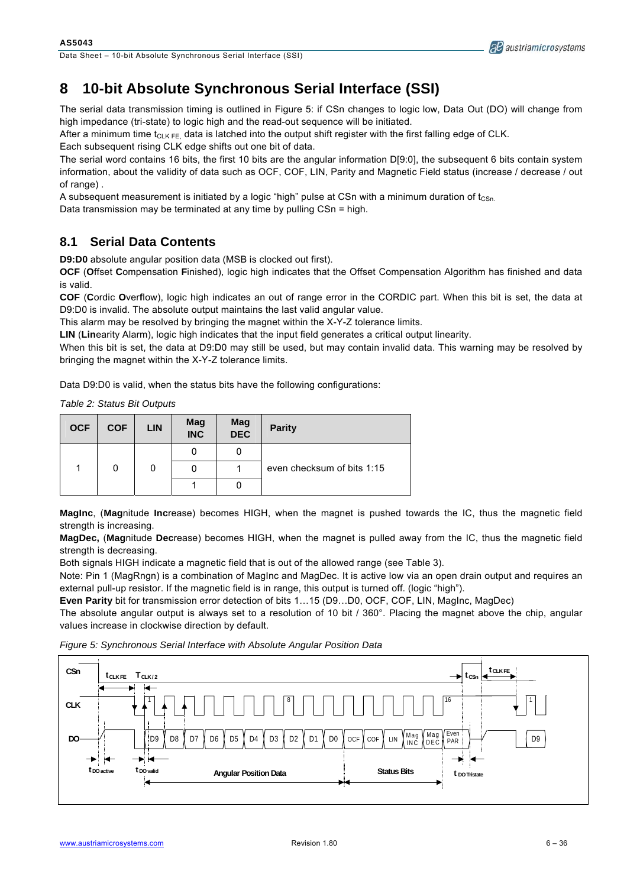# 8 10-bit Absolute Synchronous Serial Interface (SSI)

The serial data transmission timing is outlined in Figure 5: if CSn changes to logic low, Data Out (DO) will change from high impedance (tri-state) to logic high and the read-out sequence will be initiated.

After a minimum time $t_{CLK\ FE}$, data is latched into the output shift register with the first falling edge of CLK.

Each subsequent rising CLK edge shifts out one bit of data.

The serial word contains 16 bits, the first 10 bits are the angular information D[9:0], the subsequent 6 bits contain system information, about the validity of data such as OCF, COF, LIN, Parity and Magnetic Field status (increase / decrease / out of range) .

A subsequent measurement is initiated by a logic "high" pulse at CSn with a minimum duration of $t_{CSn}$.

Data transmission may be terminated at any time by pulling CSn = high.

## 8.1 Serial Data Contents

**D9:D0** absolute angular position data (MSB is clocked out first).

**OCF** (**O**ffset **C**ompensation **F**inished), logic high indicates that the Offset Compensation Algorithm has finished and data is valid.

**COF** (**C**ordic **O**verflow), logic high indicates an out of range error in the CORDIC part. When this bit is set, the data at D9:D0 is invalid. The absolute output maintains the last valid angular value.

This alarm may be resolved by bringing the magnet within the X-Y-Z tolerance limits.

**LIN** (**Lin**earity Alarm), logic high indicates that the input field generates a critical output linearity.

When this bit is set, the data at D9:D0 may still be used, but may contain invalid data. This warning may be resolved by bringing the magnet within the X-Y-Z tolerance limits.

Data D9:D0 is valid, when the status bits have the following configurations:

*Table 2: Status Bit Outputs*

| OCF | COF | LIN | Mag INC | Mag DEC | Parity |
|---|---|---|---|---|---|
| 1 | 0 | 0 | 0 | 0 | even checksum of bits 1:15 |
| | | | 0 | 1 | |
| | | | 1 | 0 | |

**MagInc**, (**Mag**nitude **Inc**rease) becomes HIGH, when the magnet is pushed towards the IC, thus the magnetic field strength is increasing.

**MagDec,** (**Mag**nitude **Dec**rease) becomes HIGH, when the magnet is pulled away from the IC, thus the magnetic field strength is decreasing.

Both signals HIGH indicate a magnetic field that is out of the allowed range (see Table 3).

Note: Pin 1 (MagRngn) is a combination of MagInc and MagDec. It is active low via an open drain output and requires an external pull-up resistor. If the magnetic field is in range, this output is turned off. (logic "high").

**Even Parity** bit for transmission error detection of bits 1…15 (D9…D0, OCF, COF, LIN, MagInc, MagDec)

The absolute angular output is always set to a resolution of 10 bit / 360°. Placing the magnet above the chip, angular values increase in clockwise direction by default.

*Figure 5: Synchronous Serial Interface with Absolute Angular Position Data*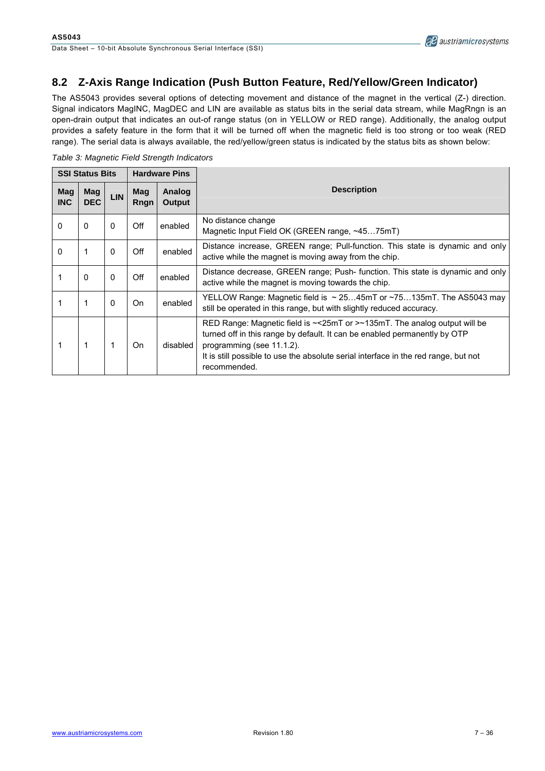## 8.2 Z-Axis Range Indication (Push Button Feature, Red/Yellow/Green Indicator)

The AS5043 provides several options of detecting movement and distance of the magnet in the vertical (Z-) direction. Signal indicators MagINC, MagDEC and LIN are available as status bits in the serial data stream, while MagRngn is an open-drain output that indicates an out-of range status (on in YELLOW or RED range). Additionally, the analog output provides a safety feature in the form that it will be turned off when the magnetic field is too strong or too weak (RED range). The serial data is always available, the red/yellow/green status is indicated by the status bits as shown below:

*Table 3: Magnetic Field Strength Indicators*

| SSI Status Bits | | | Hardware Pins | | Description |
|---|---|---|---|---|---|
| **Mag INC** | **Mag DEC** | **LIN** | **Mag Rngn** | **Analog Output** | |
| 0 | 0 | 0 | Off | enabled | No distance change<br>Magnetic Input Field OK (GREEN range, ~45…75mT) |
| 0 | 1 | 0 | Off | enabled | Distance increase, GREEN range; Pull-function. This state is dynamic and only active while the magnet is moving away from the chip. |
| 1 | 0 | 0 | Off | enabled | Distance decrease, GREEN range; Push- function. This state is dynamic and only active while the magnet is moving towards the chip. |
| 1 | 1 | 0 | On | enabled | YELLOW Range: Magnetic field is ~ 25…45mT or ~75…135mT. The AS5043 may still be operated in this range, but with slightly reduced accuracy. |
| 1 | 1 | 1 | On | disabled | RED Range: Magnetic field is ~<25mT or >~135mT. The analog output will be turned off in this range by default. It can be enabled permanently by OTP programming (see 11.1.2).<br>It is still possible to use the absolute serial interface in the red range, but not recommended. |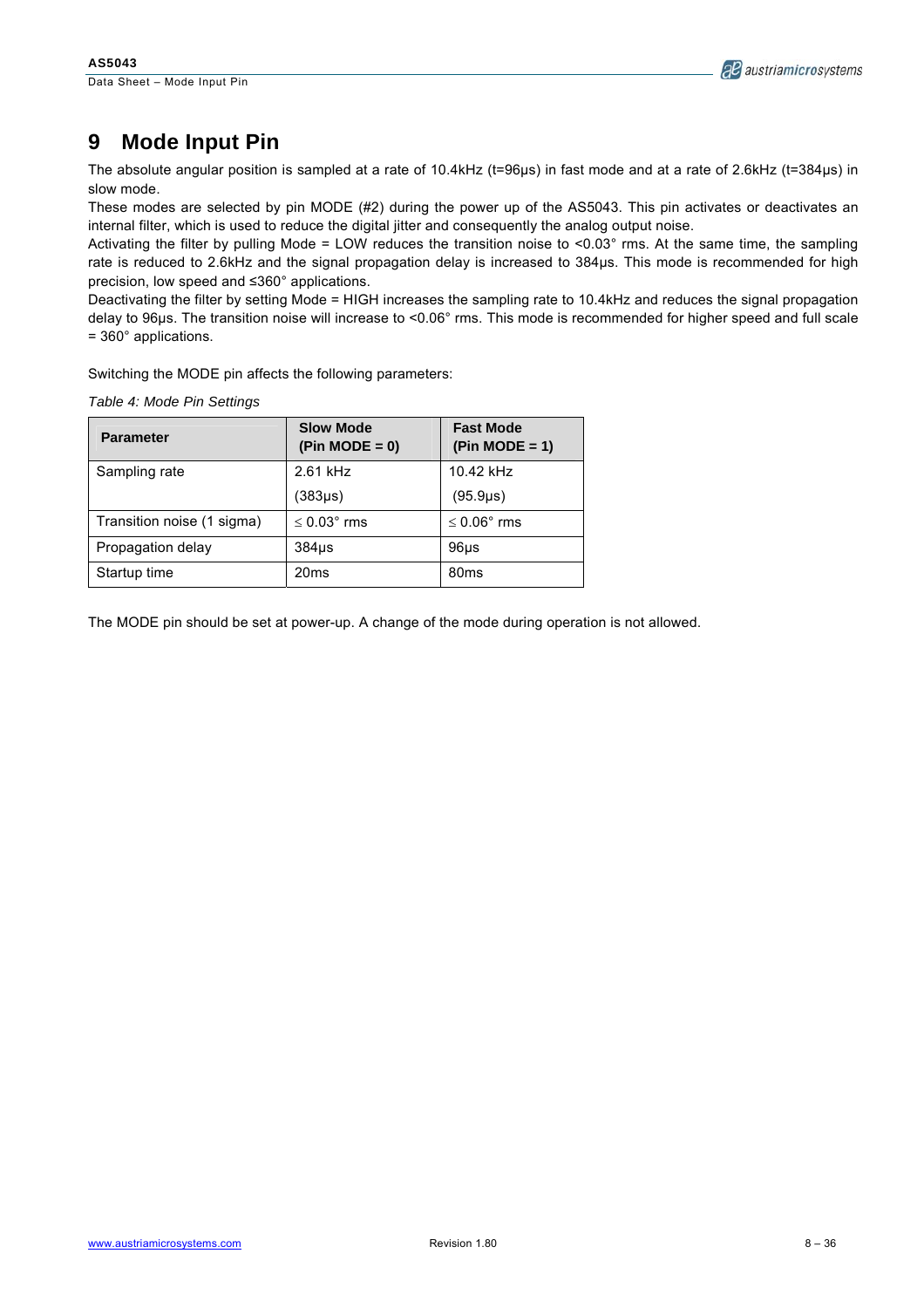# 9 Mode Input Pin

The absolute angular position is sampled at a rate of 10.4kHz (t=96µs) in fast mode and at a rate of 2.6kHz (t=384µs) in slow mode.

These modes are selected by pin MODE (#2) during the power up of the AS5043. This pin activates or deactivates an internal filter, which is used to reduce the digital jitter and consequently the analog output noise.

Activating the filter by pulling Mode = LOW reduces the transition noise to <0.03° rms. At the same time, the sampling rate is reduced to 2.6kHz and the signal propagation delay is increased to 384µs. This mode is recommended for high precision, low speed and ≤360° applications.

Deactivating the filter by setting Mode = HIGH increases the sampling rate to 10.4kHz and reduces the signal propagation delay to 96µs. The transition noise will increase to <0.06° rms. This mode is recommended for higher speed and full scale = 360° applications.

Switching the MODE pin affects the following parameters:

*Table 4: Mode Pin Settings*

| Parameter | Slow Mode (Pin MODE = 0) | Fast Mode (Pin MODE = 1) |
|---|---|---|
| Sampling rate | 2.61 kHz (383µs) | 10.42 kHz (95.9µs) |
| Transition noise (1 sigma) | ≤ 0.03° rms | ≤ 0.06° rms |
| Propagation delay | 384µs | 96µs |
| Startup time | 20ms | 80ms |

The MODE pin should be set at power-up. A change of the mode during operation is not allowed.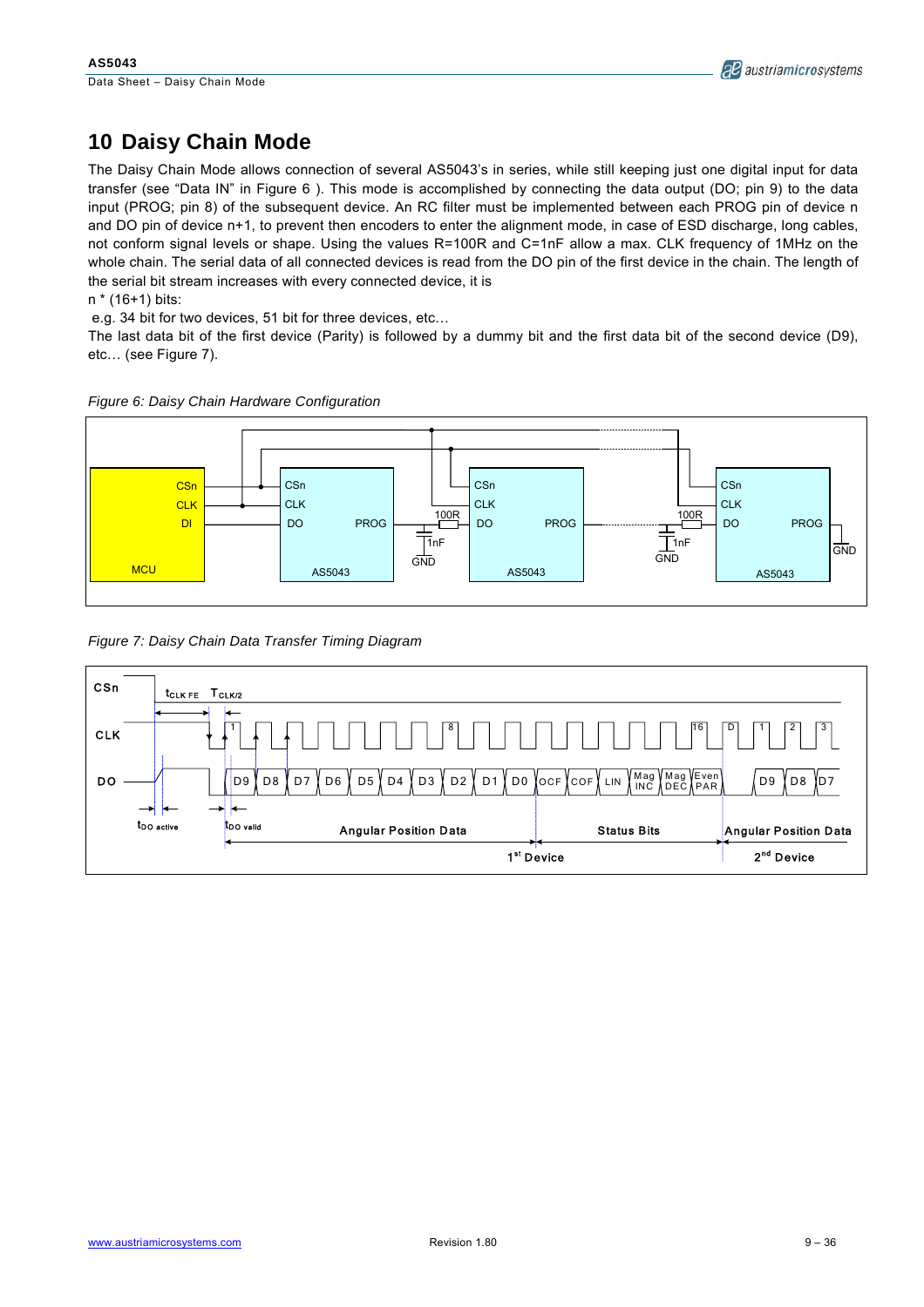# 10 Daisy Chain Mode

The Daisy Chain Mode allows connection of several AS5043's in series, while still keeping just one digital input for data transfer (see "Data IN" in Figure 6 ). This mode is accomplished by connecting the data output (DO; pin 9) to the data input (PROG; pin 8) of the subsequent device. An RC filter must be implemented between each PROG pin of device n and DO pin of device n+1, to prevent then encoders to enter the alignment mode, in case of ESD discharge, long cables, not conform signal levels or shape. Using the values R=100R and C=1nF allow a max. CLK frequency of 1MHz on the whole chain. The serial data of all connected devices is read from the DO pin of the first device in the chain. The length of the serial bit stream increases with every connected device, it is

n * (16+1) bits:

e.g. 34 bit for two devices, 51 bit for three devices, etc…

The last data bit of the first device (Parity) is followed by a dummy bit and the first data bit of the second device (D9), etc… (see Figure 7).

*Figure 6: Daisy Chain Hardware Configuration*

*Figure 7: Daisy Chain Data Transfer Timing Diagram*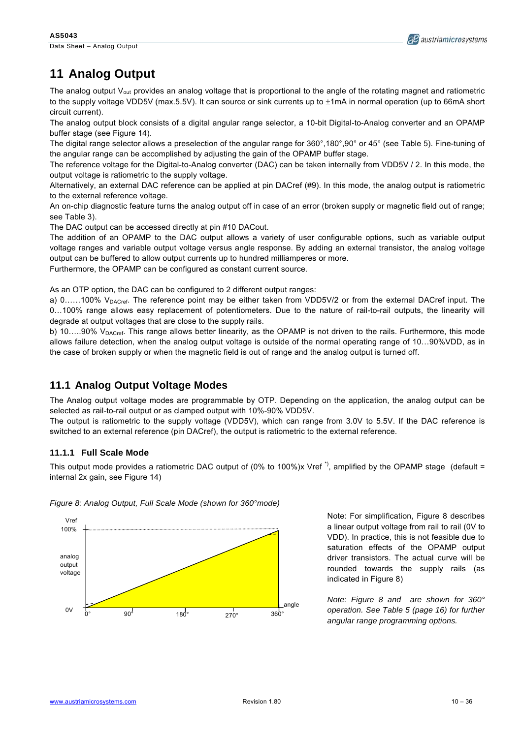# 11 Analog Output

The analog output $V_{out}$ provides an analog voltage that is proportional to the angle of the rotating magnet and ratiometric to the supply voltage VDD5V (max.5.5V). It can source or sink currents up to ±1mA in normal operation (up to 66mA short circuit current).

The analog output block consists of a digital angular range selector, a 10-bit Digital-to-Analog converter and an OPAMP buffer stage (see Figure 14).

The digital range selector allows a preselection of the angular range for 360°,180°,90° or 45° (see Table 5). Fine-tuning of the angular range can be accomplished by adjusting the gain of the OPAMP buffer stage.

The reference voltage for the Digital-to-Analog converter (DAC) can be taken internally from VDD5V / 2. In this mode, the output voltage is ratiometric to the supply voltage.

Alternatively, an external DAC reference can be applied at pin DACref (#9). In this mode, the analog output is ratiometric to the external reference voltage.

An on-chip diagnostic feature turns the analog output off in case of an error (broken supply or magnetic field out of range; see Table 3).

The DAC output can be accessed directly at pin #10 DACout.

The addition of an OPAMP to the DAC output allows a variety of user configurable options, such as variable output voltage ranges and variable output voltage versus angle response. By adding an external transistor, the analog voltage output can be buffered to allow output currents up to hundred milliamperes or more.

Furthermore, the OPAMP can be configured as constant current source.

As an OTP option, the DAC can be configured to 2 different output ranges:

a) 0……100% $V_{DACref}$. The reference point may be either taken from VDD5V/2 or from the external DACref input. The 0…100% range allows easy replacement of potentiometers. Due to the nature of rail-to-rail outputs, the linearity will degrade at output voltages that are close to the supply rails.

b) 10…..90% $V_{DACref}$. This range allows better linearity, as the OPAMP is not driven to the rails. Furthermore, this mode allows failure detection, when the analog output voltage is outside of the normal operating range of 10…90%VDD, as in the case of broken supply or when the magnetic field is out of range and the analog output is turned off.

## 11.1 Analog Output Voltage Modes

The Analog output voltage modes are programmable by OTP. Depending on the application, the analog output can be selected as rail-to-rail output or as clamped output with 10%-90% VDD5V.

The output is ratiometric to the supply voltage (VDD5V), which can range from 3.0V to 5.5V. If the DAC reference is switched to an external reference (pin DACref), the output is ratiometric to the external reference.

### 11.1.1 Full Scale Mode

This output mode provides a ratiometric DAC output of (0% to 100%)x Vref *), amplified by the OPAMP stage (default = internal 2x gain, see Figure 14)

*Figure 8: Analog Output, Full Scale Mode (shown for 360°mode)*

Note: For simplification, Figure 8 describes a linear output voltage from rail to rail (0V to VDD). In practice, this is not feasible due to saturation effects of the OPAMP output driver transistors. The actual curve will be rounded towards the supply rails (as indicated in Figure 8)

*Note: Figure 8 and are shown for 360° operation. See Table 5 (page 16) for further angular range programming options.*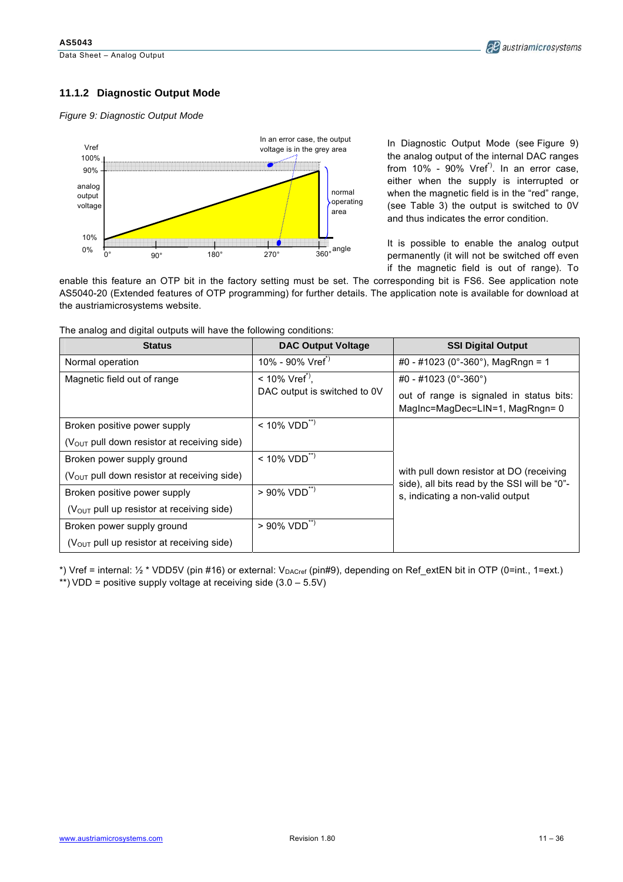### 11.1.2 Diagnostic Output Mode

*Figure 9: Diagnostic Output Mode*

In Diagnostic Output Mode (see Figure 9) the analog output of the internal DAC ranges from 10% - 90% Vref*). In an error case, either when the supply is interrupted or when the magnetic field is in the "red" range, (see Table 3) the output is switched to 0V and thus indicates the error condition.

It is possible to enable the analog output permanently (it will not be switched off even if the magnetic field is out of range). To enable this feature an OTP bit in the factory setting must be set. The corresponding bit is FS6. See application note AS5040-20 (Extended features of OTP programming) for further details. The application note is available for download at the austriamicrosystems website.

The analog and digital outputs will have the following conditions:

| Status | DAC Output Voltage | SSI Digital Output |
|---|---|---|
| Normal operation | 10% - 90% Vref*) | #0 - #1023 (0°-360°), MagRngn = 1 |
| Magnetic field out of range | < 10% Vref*), DAC output is switched to 0V | #0 - #1023 (0°-360°) out of range is signaled in status bits: MagInc=MagDec=LIN=1, MagRngn= 0 |
| Broken positive power supply ($V_{OUT}$ pull down resistor at receiving side) | < 10% VDD**) | with pull down resistor at DO (receiving side), all bits read by the SSI will be "0"-s, indicating a non-valid output |
| Broken power supply ground ($V_{OUT}$ pull down resistor at receiving side) | < 10% VDD**) | |
| Broken positive power supply ($V_{OUT}$ pull up resistor at receiving side) | > 90% VDD**) | |
| Broken power supply ground ($V_{OUT}$ pull up resistor at receiving side) | > 90% VDD**) | |

*) Vref = internal: ½ * VDD5V (pin #16) or external: $V_{DACref}$ (pin#9), depending on Ref_extEN bit in OTP (0=int., 1=ext.)
**) VDD = positive supply voltage at receiving side (3.0 – 5.5V)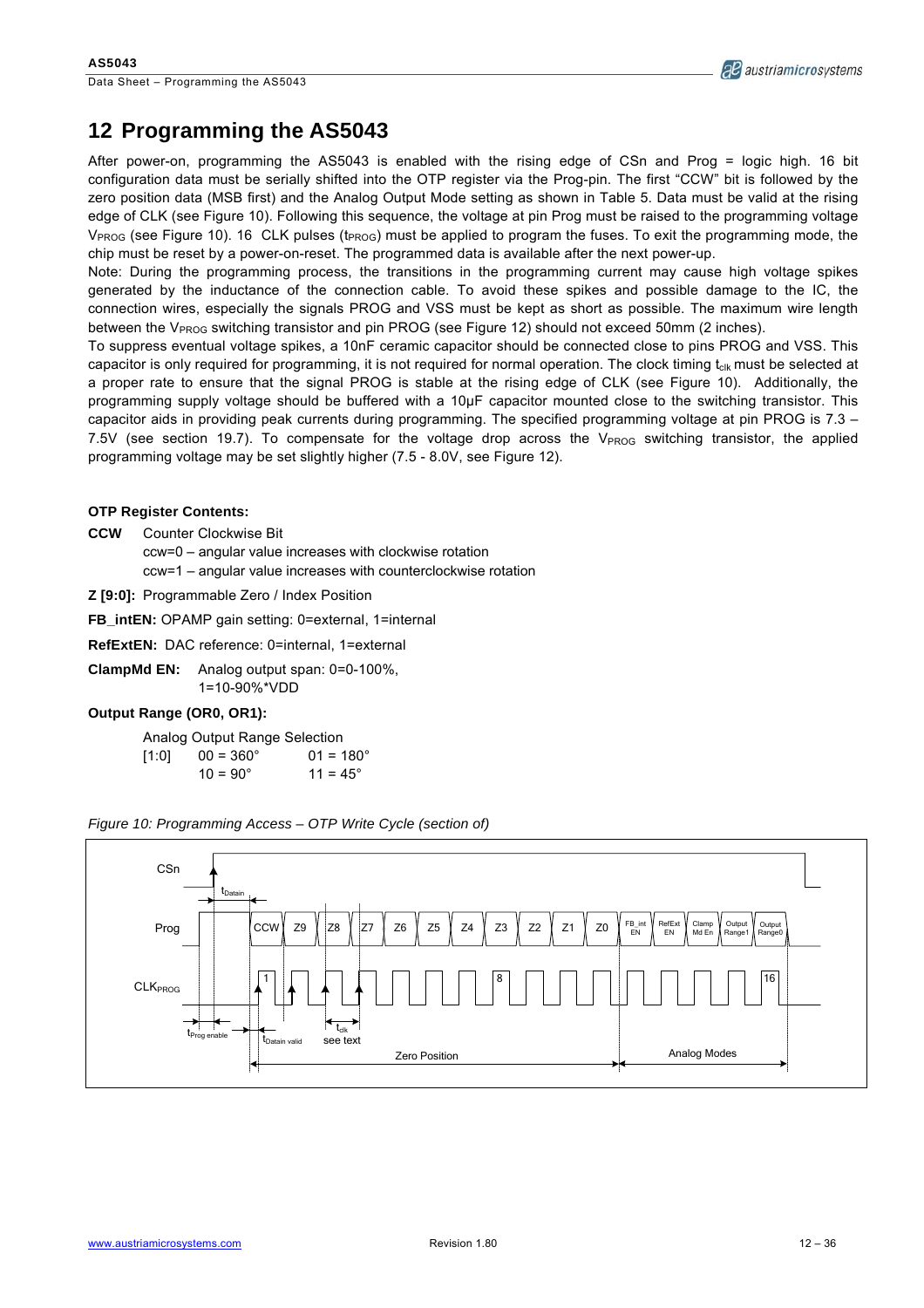# 12 Programming the AS5043

After power-on, programming the AS5043 is enabled with the rising edge of CSn and Prog = logic high. 16 bit configuration data must be serially shifted into the OTP register via the Prog-pin. The first "CCW" bit is followed by the zero position data (MSB first) and the Analog Output Mode setting as shown in Table 5. Data must be valid at the rising edge of CLK (see Figure 10). Following this sequence, the voltage at pin Prog must be raised to the programming voltage $V_{PROG}$ (see Figure 10). 16 CLK pulses ($t_{PROG}$) must be applied to program the fuses. To exit the programming mode, the chip must be reset by a power-on-reset. The programmed data is available after the next power-up.

Note: During the programming process, the transitions in the programming current may cause high voltage spikes generated by the inductance of the connection cable. To avoid these spikes and possible damage to the IC, the connection wires, especially the signals PROG and VSS must be kept as short as possible. The maximum wire length between the $V_{PROG}$ switching transistor and pin PROG (see Figure 12) should not exceed 50mm (2 inches).

To suppress eventual voltage spikes, a 10nF ceramic capacitor should be connected close to pins PROG and VSS. This capacitor is only required for programming, it is not required for normal operation. The clock timing $t_{clk}$ must be selected at a proper rate to ensure that the signal PROG is stable at the rising edge of CLK (see Figure 10). Additionally, the programming supply voltage should be buffered with a 10µF capacitor mounted close to the switching transistor. This capacitor aids in providing peak currents during programming. The specified programming voltage at pin PROG is 7.3 – 7.5V (see section 19.7). To compensate for the voltage drop across the $V_{PROG}$ switching transistor, the applied programming voltage may be set slightly higher (7.5 - 8.0V, see Figure 12).

**OTP Register Contents:**

**CCW** Counter Clockwise Bit
ccw=0 – angular value increases with clockwise rotation
ccw=1 – angular value increases with counterclockwise rotation

**Z [9:0]:** Programmable Zero / Index Position

**FB_intEN:** OPAMP gain setting: 0=external, 1=internal

**RefExtEN:** DAC reference: 0=internal, 1=external

**ClampMd EN:** Analog output span: 0=0-100%, 1=10-90%*VDD

**Output Range (OR0, OR1):**

Analog Output Range Selection

| [1:0] | 00 = 360° | 01 = 180° |
|---|---|---|
| | 10 = 90° | 11 = 45° |

*Figure 10: Programming Access – OTP Write Cycle (section of)*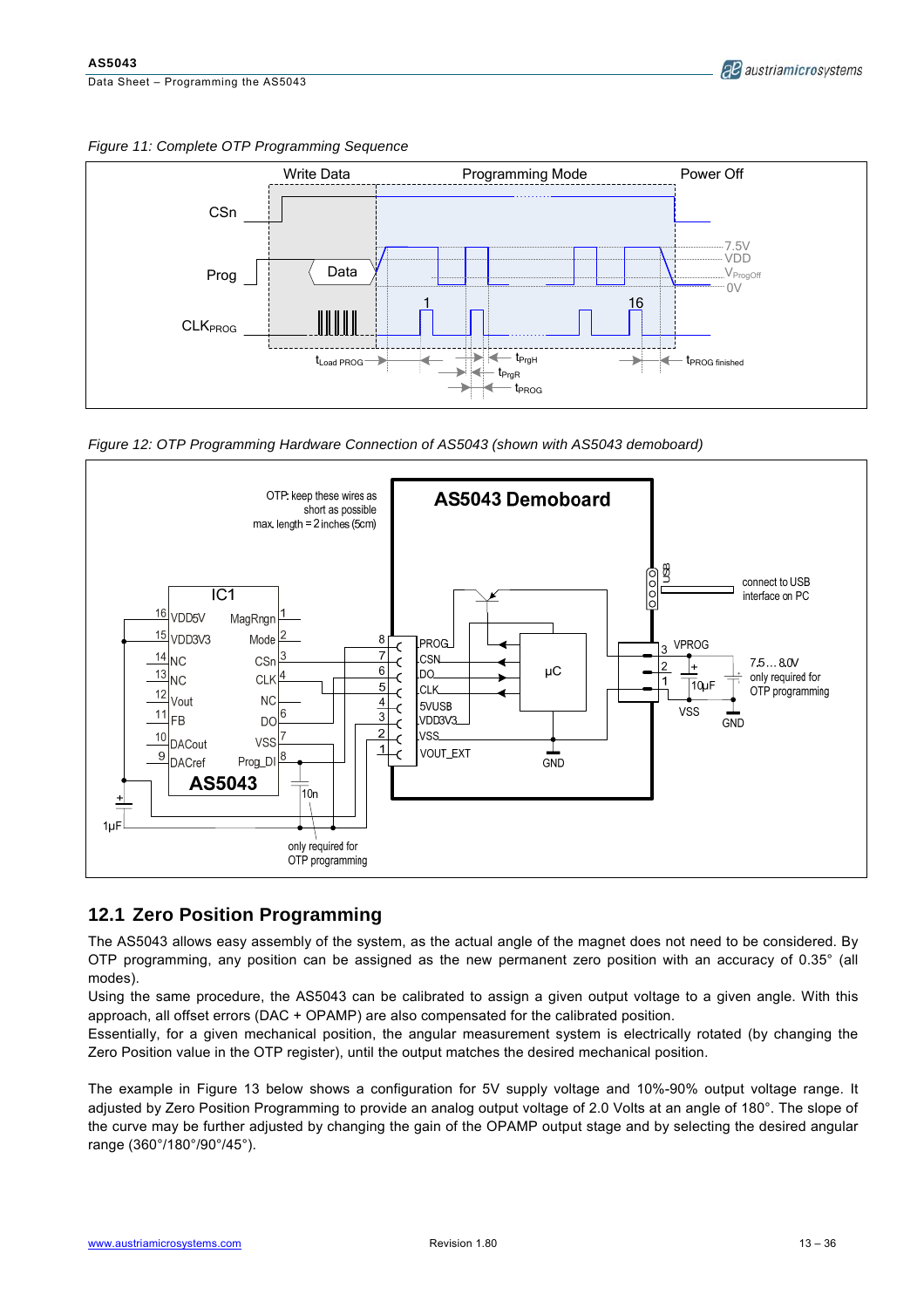*Figure 11: Complete OTP Programming Sequence*

*Figure 12: OTP Programming Hardware Connection of AS5043 (shown with AS5043 demoboard)*

## 12.1 Zero Position Programming

The AS5043 allows easy assembly of the system, as the actual angle of the magnet does not need to be considered. By OTP programming, any position can be assigned as the new permanent zero position with an accuracy of 0.35° (all modes).

Using the same procedure, the AS5043 can be calibrated to assign a given output voltage to a given angle. With this approach, all offset errors (DAC + OPAMP) are also compensated for the calibrated position.

Essentially, for a given mechanical position, the angular measurement system is electrically rotated (by changing the Zero Position value in the OTP register), until the output matches the desired mechanical position.

The example in Figure 13 below shows a configuration for 5V supply voltage and 10%-90% output voltage range. It adjusted by Zero Position Programming to provide an analog output voltage of 2.0 Volts at an angle of 180°. The slope of the curve may be further adjusted by changing the gain of the OPAMP output stage and by selecting the desired angular range (360°/180°/90°/45°).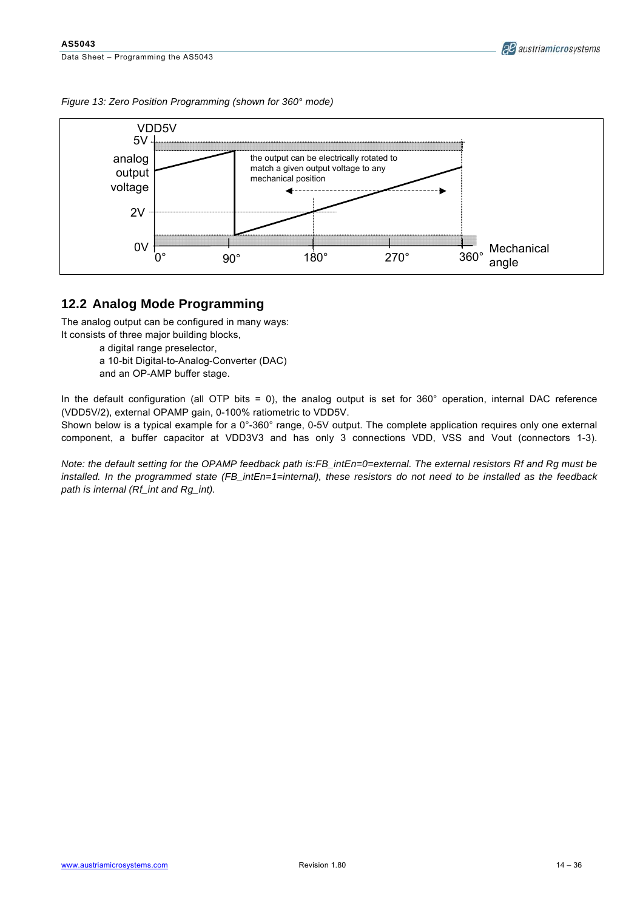*Figure 13: Zero Position Programming (shown for 360° mode)*

## 12.2 Analog Mode Programming

The analog output can be configured in many ways:
It consists of three major building blocks,

- a digital range preselector,
- a 10-bit Digital-to-Analog-Converter (DAC)
- and an OP-AMP buffer stage.

In the default configuration (all OTP bits = 0), the analog output is set for 360° operation, internal DAC reference (VDD5V/2), external OPAMP gain, 0-100% ratiometric to VDD5V.
Shown below is a typical example for a 0°-360° range, 0-5V output. The complete application requires only one external component, a buffer capacitor at VDD3V3 and has only 3 connections VDD, VSS and Vout (connectors 1-3).

*Note: the default setting for the OPAMP feedback path is:FB_intEn=0=external. The external resistors Rf and Rg must be installed. In the programmed state (FB_intEn=1=internal), these resistors do not need to be installed as the feedback path is internal (Rf_int and Rg_int).*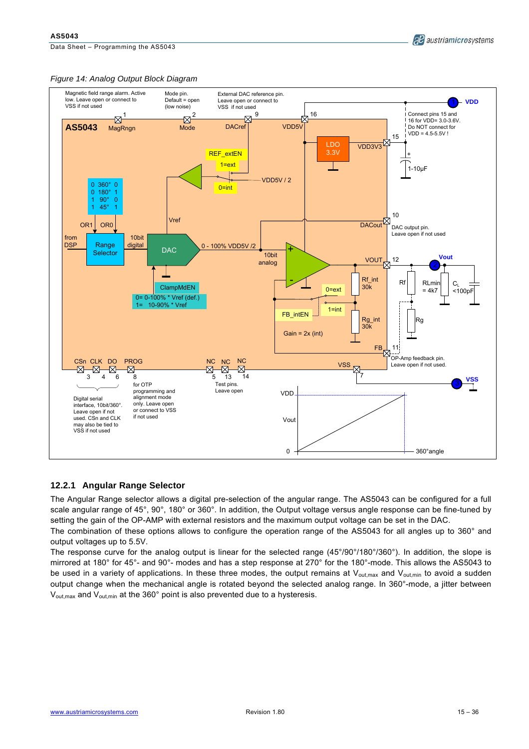*Figure 14: Analog Output Block Diagram*

## 12.2.1 Angular Range Selector

The Angular Range selector allows a digital pre-selection of the angular range. The AS5043 can be configured for a full scale angular range of 45°, 90°, 180° or 360°. In addition, the Output voltage versus angle response can be fine-tuned by setting the gain of the OP-AMP with external resistors and the maximum output voltage can be set in the DAC.

The combination of these options allows to configure the operation range of the AS5043 for all angles up to 360° and output voltages up to 5.5V.

The response curve for the analog output is linear for the selected range (45°/90°/180°/360°). In addition, the slope is mirrored at 180° for 45°- and 90°- modes and has a step response at 270° for the 180°-mode. This allows the AS5043 to be used in a variety of applications. In these three modes, the output remains at $V_{out,max}$ and $V_{out,min}$ to avoid a sudden output change when the mechanical angle is rotated beyond the selected analog range. In 360°-mode, a jitter between $V_{out,max}$ and $V_{out,min}$ at the 360° point is also prevented due to a hysteresis.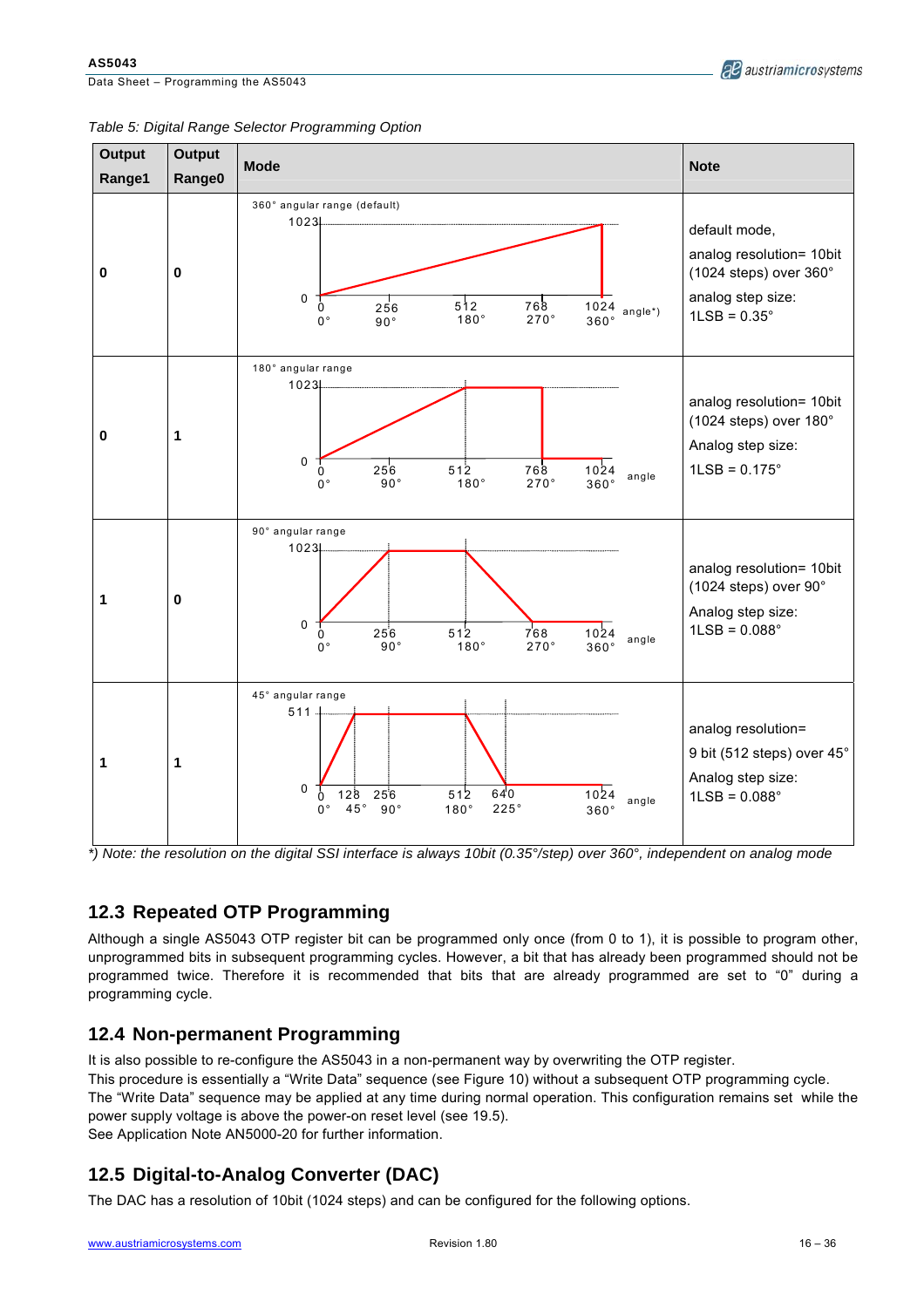*Table 5: Digital Range Selector Programming Option*

| Output Range1 | Output Range0 | Mode | Note |
|---|---|---|---|
| 0 | 0 | 360° angular range (default) | default mode, analog resolution= 10bit (1024 steps) over 360° analog step size: 1LSB = 0.35° |
| 0 | 1 | 180° angular range | analog resolution= 10bit (1024 steps) over 180° Analog step size: 1LSB = 0.175° |
| 1 | 0 | 90° angular range | analog resolution= 10bit (1024 steps) over 90° Analog step size: 1LSB = 0.088° |
| 1 | 1 | 45° angular range | analog resolution= 9 bit (512 steps) over 45° Analog step size: 1LSB = 0.088° |

*\*) Note: the resolution on the digital SSI interface is always 10bit (0.35°/step) over 360°, independent on analog mode*

## 12.3 Repeated OTP Programming

Although a single AS5043 OTP register bit can be programmed only once (from 0 to 1), it is possible to program other, unprogrammed bits in subsequent programming cycles. However, a bit that has already been programmed should not be programmed twice. Therefore it is recommended that bits that are already programmed are set to "0" during a programming cycle.

## 12.4 Non-permanent Programming

It is also possible to re-configure the AS5043 in a non-permanent way by overwriting the OTP register.
This procedure is essentially a "Write Data" sequence (see Figure 10) without a subsequent OTP programming cycle.
The "Write Data" sequence may be applied at any time during normal operation. This configuration remains set while the power supply voltage is above the power-on reset level (see 19.5).
See Application Note AN5000-20 for further information.

## 12.5 Digital-to-Analog Converter (DAC)

The DAC has a resolution of 10bit (1024 steps) and can be configured for the following options.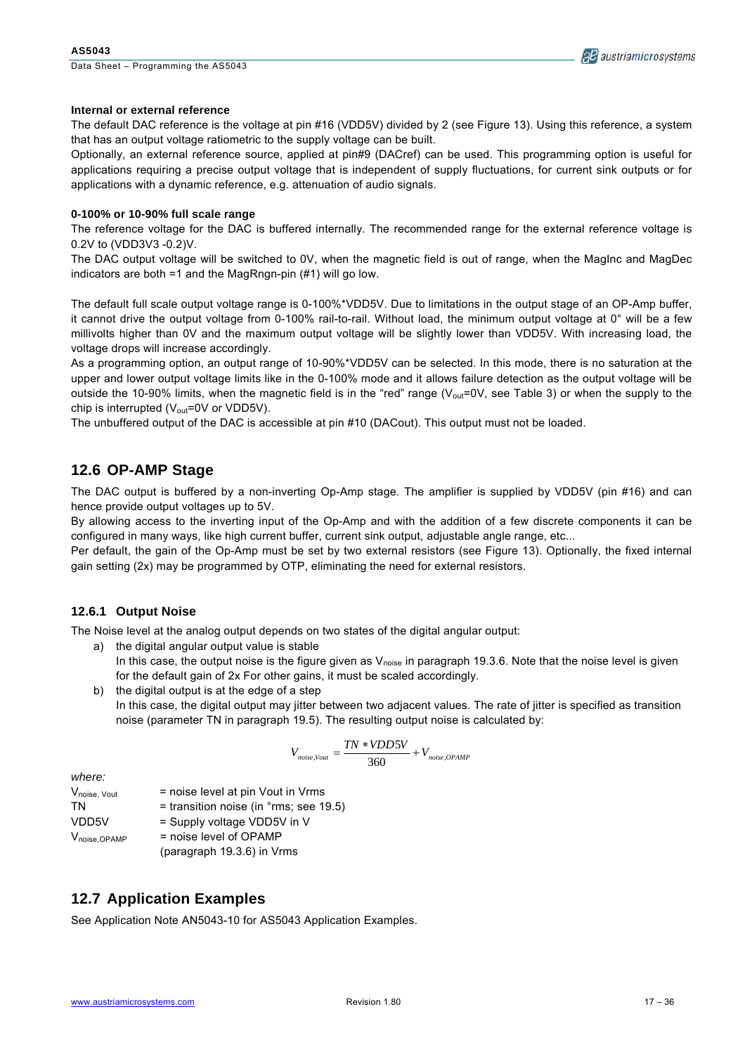#### Internal or external reference

The default DAC reference is the voltage at pin #16 (VDD5V) divided by 2 (see Figure 13). Using this reference, a system that has an output voltage ratiometric to the supply voltage can be built.

Optionally, an external reference source, applied at pin#9 (DACref) can be used. This programming option is useful for applications requiring a precise output voltage that is independent of supply fluctuations, for current sink outputs or for applications with a dynamic reference, e.g. attenuation of audio signals.

#### 0-100% or 10-90% full scale range

The reference voltage for the DAC is buffered internally. The recommended range for the external reference voltage is 0.2V to (VDD3V3 -0.2)V.

The DAC output voltage will be switched to 0V, when the magnetic field is out of range, when the MagInc and MagDec indicators are both =1 and the MagRngn-pin (#1) will go low.

The default full scale output voltage range is 0-100%*VDD5V. Due to limitations in the output stage of an OP-Amp buffer, it cannot drive the output voltage from 0-100% rail-to-rail. Without load, the minimum output voltage at 0° will be a few millivolts higher than 0V and the maximum output voltage will be slightly lower than VDD5V. With increasing load, the voltage drops will increase accordingly.

As a programming option, an output range of 10-90%*VDD5V can be selected. In this mode, there is no saturation at the upper and lower output voltage limits like in the 0-100% mode and it allows failure detection as the output voltage will be outside the 10-90% limits, when the magnetic field is in the "red" range ($V_{out}$=0V, see Table 3) or when the supply to the chip is interrupted ($V_{out}$=0V or VDD5V).

The unbuffered output of the DAC is accessible at pin #10 (DACout). This output must not be loaded.

## 12.6 OP-AMP Stage

The DAC output is buffered by a non-inverting Op-Amp stage. The amplifier is supplied by VDD5V (pin #16) and can hence provide output voltages up to 5V.

By allowing access to the inverting input of the Op-Amp and with the addition of a few discrete components it can be configured in many ways, like high current buffer, current sink output, adjustable angle range, etc...

Per default, the gain of the Op-Amp must be set by two external resistors (see Figure 13). Optionally, the fixed internal gain setting (2x) may be programmed by OTP, eliminating the need for external resistors.

### 12.6.1 Output Noise

The Noise level at the analog output depends on two states of the digital angular output:

a) the digital angular output value is stable
   In this case, the output noise is the figure given as $V_{noise}$ in paragraph 19.3.6. Note that the noise level is given for the default gain of 2x For other gains, it must be scaled accordingly.
b) the digital output is at the edge of a step
   In this case, the digital output may jitter between two adjacent values. The rate of jitter is specified as transition noise (parameter TN in paragraph 19.5). The resulting output noise is calculated by:

$$V_{noise,Vout} = \frac{TN * VDD5V}{360} + V_{noise,OPAMP}$$

*where:*

$V_{noise,\,Vout}$ = noise level at pin Vout in Vrms
TN = transition noise (in °rms; see 19.5)
VDD5V = Supply voltage VDD5V in V
$V_{noise,OPAMP}$ = noise level of OPAMP (paragraph 19.3.6) in Vrms

## 12.7 Application Examples

See Application Note AN5043-10 for AS5043 Application Examples.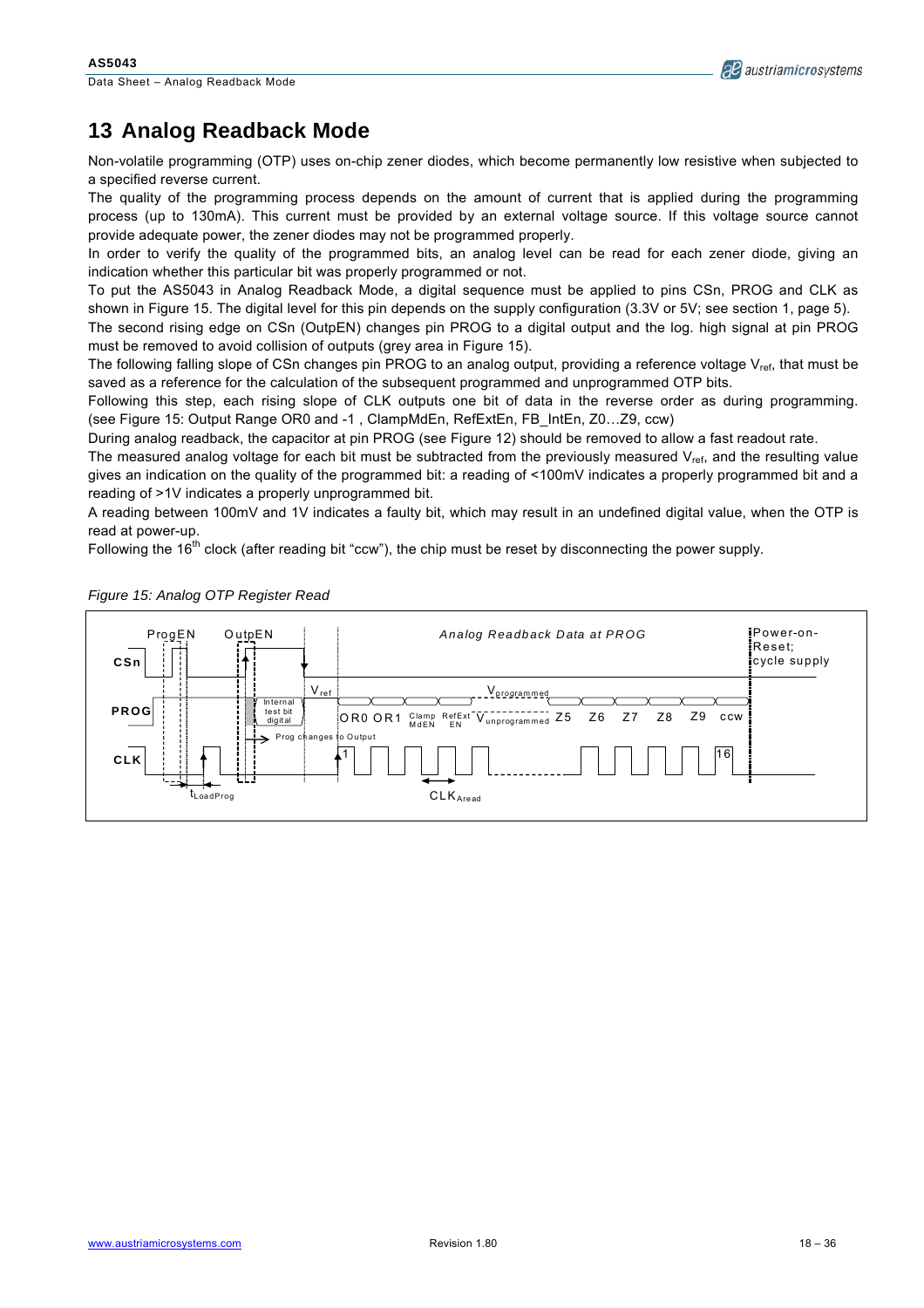# 13 Analog Readback Mode

Non-volatile programming (OTP) uses on-chip zener diodes, which become permanently low resistive when subjected to a specified reverse current.

The quality of the programming process depends on the amount of current that is applied during the programming process (up to 130mA). This current must be provided by an external voltage source. If this voltage source cannot provide adequate power, the zener diodes may not be programmed properly.

In order to verify the quality of the programmed bits, an analog level can be read for each zener diode, giving an indication whether this particular bit was properly programmed or not.

To put the AS5043 in Analog Readback Mode, a digital sequence must be applied to pins CSn, PROG and CLK as shown in Figure 15. The digital level for this pin depends on the supply configuration (3.3V or 5V; see section 1, page 5).

The second rising edge on CSn (OutpEN) changes pin PROG to a digital output and the log. high signal at pin PROG must be removed to avoid collision of outputs (grey area in Figure 15).

The following falling slope of CSn changes pin PROG to an analog output, providing a reference voltage $V_{ref}$, that must be saved as a reference for the calculation of the subsequent programmed and unprogrammed OTP bits.

Following this step, each rising slope of CLK outputs one bit of data in the reverse order as during programming. (see Figure 15: Output Range OR0 and -1 , ClampMdEn, RefExtEn, FB_IntEn, Z0…Z9, ccw)

During analog readback, the capacitor at pin PROG (see Figure 12) should be removed to allow a fast readout rate.

The measured analog voltage for each bit must be subtracted from the previously measured $V_{ref}$, and the resulting value gives an indication on the quality of the programmed bit: a reading of <100mV indicates a properly programmed bit and a reading of >1V indicates a properly unprogrammed bit.

A reading between 100mV and 1V indicates a faulty bit, which may result in an undefined digital value, when the OTP is read at power-up.

Following the 16th clock (after reading bit "ccw"), the chip must be reset by disconnecting the power supply.

*Figure 15: Analog OTP Register Read*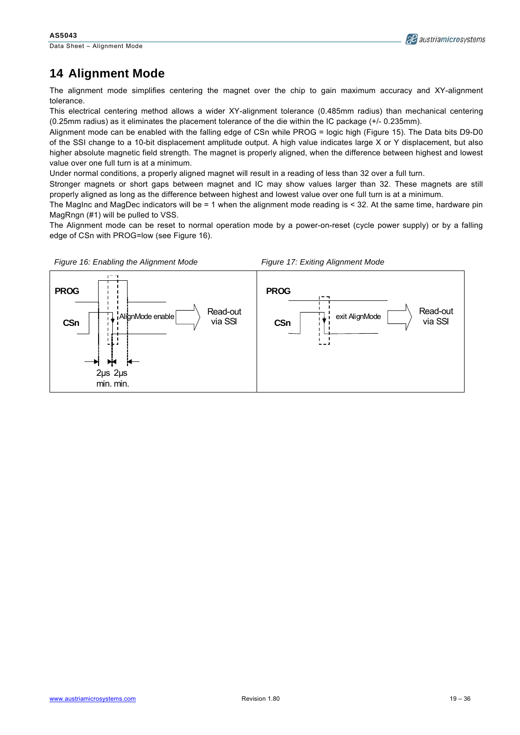# 14 Alignment Mode

The alignment mode simplifies centering the magnet over the chip to gain maximum accuracy and XY-alignment tolerance.

This electrical centering method allows a wider XY-alignment tolerance (0.485mm radius) than mechanical centering (0.25mm radius) as it eliminates the placement tolerance of the die within the IC package (+/- 0.235mm).

Alignment mode can be enabled with the falling edge of CSn while PROG = logic high (Figure 15). The Data bits D9-D0 of the SSI change to a 10-bit displacement amplitude output. A high value indicates large X or Y displacement, but also higher absolute magnetic field strength. The magnet is properly aligned, when the difference between highest and lowest value over one full turn is at a minimum.

Under normal conditions, a properly aligned magnet will result in a reading of less than 32 over a full turn.

Stronger magnets or short gaps between magnet and IC may show values larger than 32. These magnets are still properly aligned as long as the difference between highest and lowest value over one full turn is at a minimum.

The MagInc and MagDec indicators will be = 1 when the alignment mode reading is < 32. At the same time, hardware pin MagRngn (#1) will be pulled to VSS.

The Alignment mode can be reset to normal operation mode by a power-on-reset (cycle power supply) or by a falling edge of CSn with PROG=low (see Figure 16).

*Figure 16: Enabling the Alignment Mode*

PROG, CSn, AlignMode enable, Read-out via SSI, 2µs min., 2µs min.

*Figure 17: Exiting Alignment Mode*

PROG, CSn, exit AlignMode, Read-out via SSI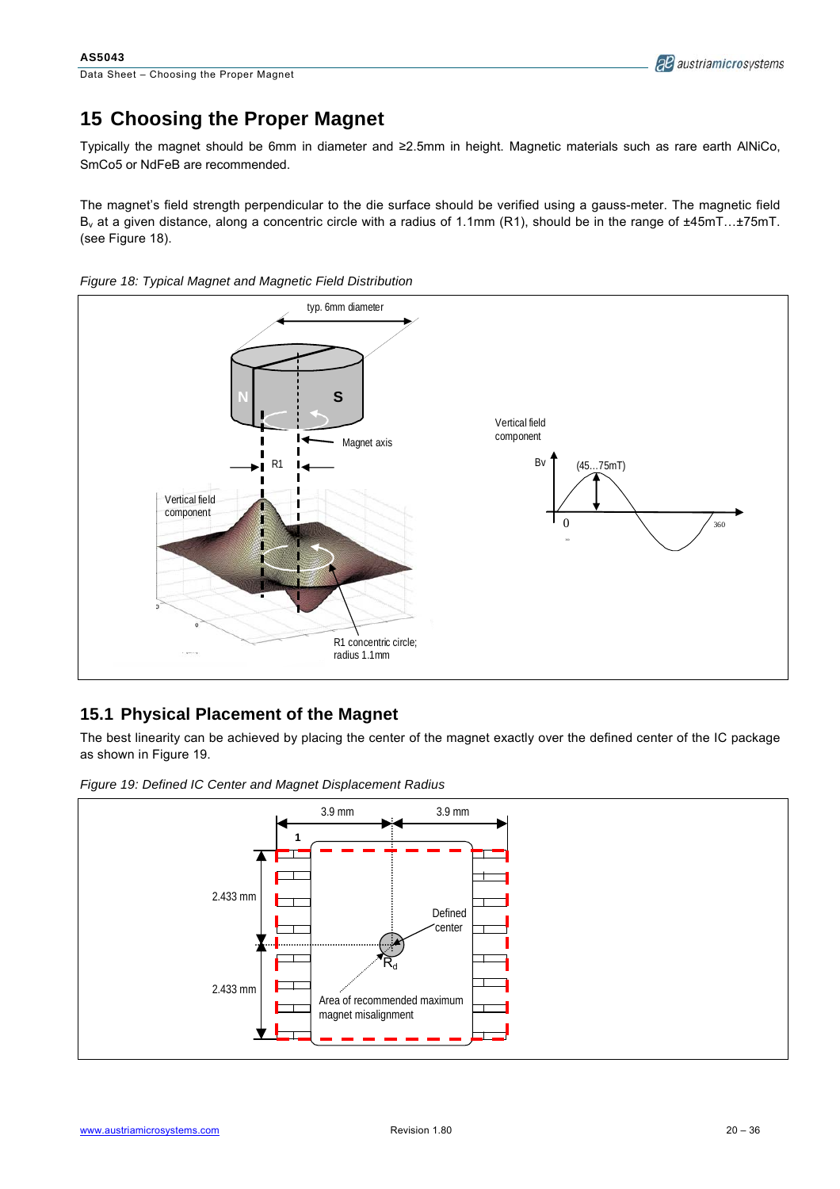# 15 Choosing the Proper Magnet

Typically the magnet should be 6mm in diameter and ≥2.5mm in height. Magnetic materials such as rare earth AlNiCo, SmCo5 or NdFeB are recommended.

The magnet's field strength perpendicular to the die surface should be verified using a gauss-meter. The magnetic field $B_v$ at a given distance, along a concentric circle with a radius of 1.1mm (R1), should be in the range of ±45mT…±75mT. (see Figure 18).

*Figure 18: Typical Magnet and Magnetic Field Distribution*

## 15.1 Physical Placement of the Magnet

The best linearity can be achieved by placing the center of the magnet exactly over the defined center of the IC package as shown in Figure 19.

*Figure 19: Defined IC Center and Magnet Displacement Radius*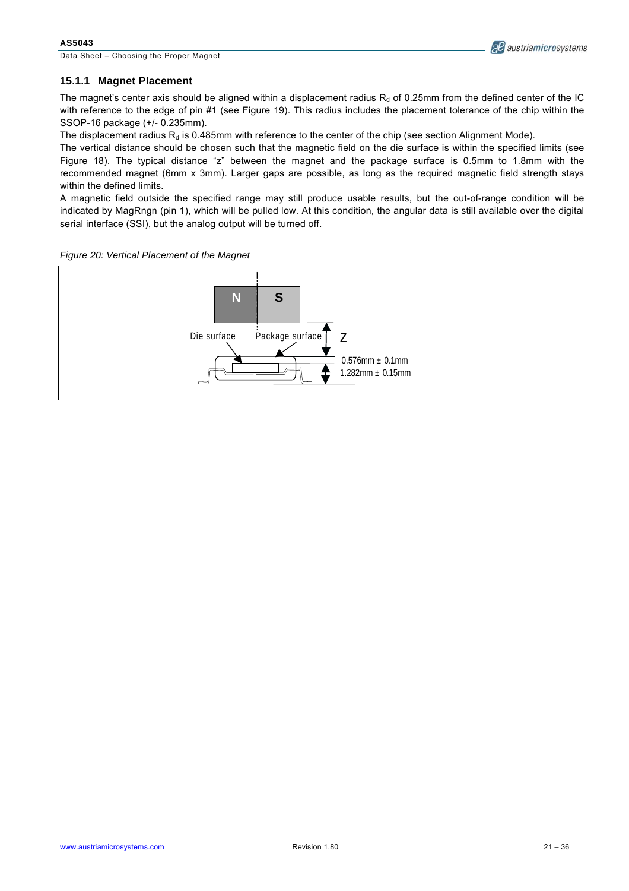### 15.1.1 Magnet Placement

The magnet's center axis should be aligned within a displacement radius $R_d$ of 0.25mm from the defined center of the IC with reference to the edge of pin #1 (see Figure 19). This radius includes the placement tolerance of the chip within the SSOP-16 package (+/- 0.235mm).

The displacement radius $R_d$ is 0.485mm with reference to the center of the chip (see section Alignment Mode).

The vertical distance should be chosen such that the magnetic field on the die surface is within the specified limits (see Figure 18). The typical distance "z" between the magnet and the package surface is 0.5mm to 1.8mm with the recommended magnet (6mm x 3mm). Larger gaps are possible, as long as the required magnetic field strength stays within the defined limits.

A magnetic field outside the specified range may still produce usable results, but the out-of-range condition will be indicated by MagRngn (pin 1), which will be pulled low. At this condition, the angular data is still available over the digital serial interface (SSI), but the analog output will be turned off.

*Figure 20: Vertical Placement of the Magnet*

N S

Die surface

Package surface

Z

0.576mm ± 0.1mm

1.282mm ± 0.15mm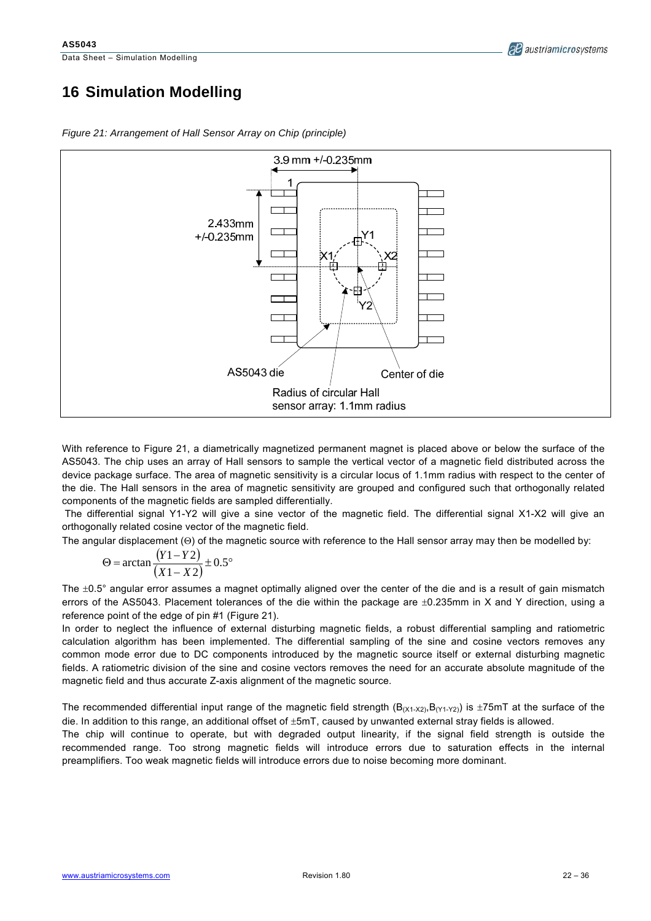# 16 Simulation Modelling

*Figure 21: Arrangement of Hall Sensor Array on Chip (principle)*

With reference to Figure 21, a diametrically magnetized permanent magnet is placed above or below the surface of the AS5043. The chip uses an array of Hall sensors to sample the vertical vector of a magnetic field distributed across the device package surface. The area of magnetic sensitivity is a circular locus of 1.1mm radius with respect to the center of the die. The Hall sensors in the area of magnetic sensitivity are grouped and configured such that orthogonally related components of the magnetic fields are sampled differentially.

The differential signal Y1-Y2 will give a sine vector of the magnetic field. The differential signal X1-X2 will give an orthogonally related cosine vector of the magnetic field.

The angular displacement (Θ) of the magnetic source with reference to the Hall sensor array may then be modelled by:

$$\Theta = \arctan\frac{(Y1-Y2)}{(X1-X2)} \pm 0.5°$$

The ±0.5° angular error assumes a magnet optimally aligned over the center of the die and is a result of gain mismatch errors of the AS5043. Placement tolerances of the die within the package are ±0.235mm in X and Y direction, using a reference point of the edge of pin #1 (Figure 21).

In order to neglect the influence of external disturbing magnetic fields, a robust differential sampling and ratiometric calculation algorithm has been implemented. The differential sampling of the sine and cosine vectors removes any common mode error due to DC components introduced by the magnetic source itself or external disturbing magnetic fields. A ratiometric division of the sine and cosine vectors removes the need for an accurate absolute magnitude of the magnetic field and thus accurate Z-axis alignment of the magnetic source.

The recommended differential input range of the magnetic field strength ($B_{(X1-X2)}$,$B_{(Y1-Y2)}$) is ±75mT at the surface of the die. In addition to this range, an additional offset of ±5mT, caused by unwanted external stray fields is allowed.

The chip will continue to operate, but with degraded output linearity, if the signal field strength is outside the recommended range. Too strong magnetic fields will introduce errors due to saturation effects in the internal preamplifiers. Too weak magnetic fields will introduce errors due to noise becoming more dominant.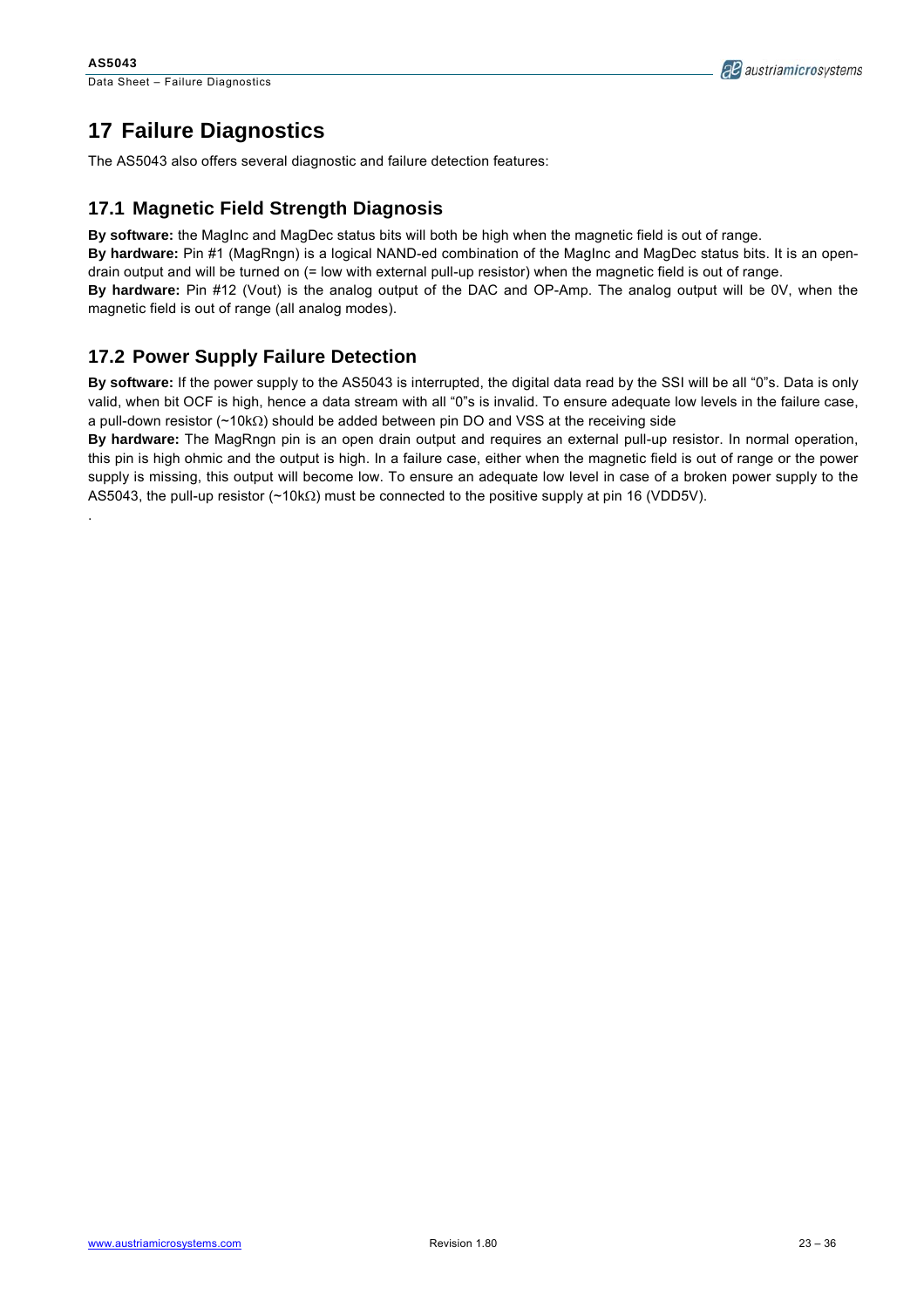# 17 Failure Diagnostics

The AS5043 also offers several diagnostic and failure detection features:

## 17.1 Magnetic Field Strength Diagnosis

**By software:** the MagInc and MagDec status bits will both be high when the magnetic field is out of range.

**By hardware:** Pin #1 (MagRngn) is a logical NAND-ed combination of the MagInc and MagDec status bits. It is an open-drain output and will be turned on (= low with external pull-up resistor) when the magnetic field is out of range.

**By hardware:** Pin #12 (Vout) is the analog output of the DAC and OP-Amp. The analog output will be 0V, when the magnetic field is out of range (all analog modes).

## 17.2 Power Supply Failure Detection

**By software:** If the power supply to the AS5043 is interrupted, the digital data read by the SSI will be all "0"s. Data is only valid, when bit OCF is high, hence a data stream with all "0"s is invalid. To ensure adequate low levels in the failure case, a pull-down resistor (~10kΩ) should be added between pin DO and VSS at the receiving side

**By hardware:** The MagRngn pin is an open drain output and requires an external pull-up resistor. In normal operation, this pin is high ohmic and the output is high. In a failure case, either when the magnetic field is out of range or the power supply is missing, this output will become low. To ensure an adequate low level in case of a broken power supply to the AS5043, the pull-up resistor (~10kΩ) must be connected to the positive supply at pin 16 (VDD5V).

.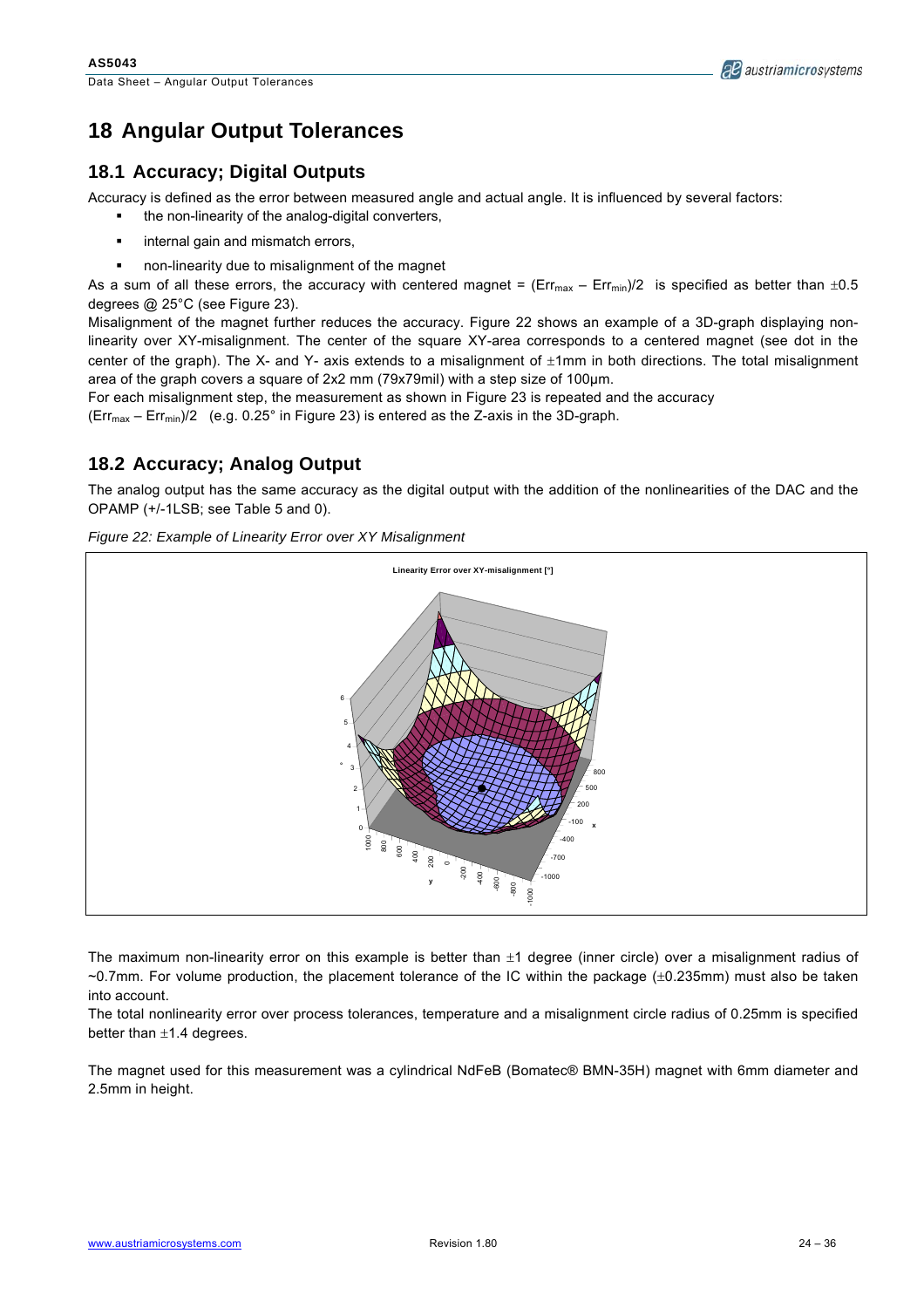# 18 Angular Output Tolerances

## 18.1 Accuracy; Digital Outputs

Accuracy is defined as the error between measured angle and actual angle. It is influenced by several factors:

- the non-linearity of the analog-digital converters,
- internal gain and mismatch errors,
- non-linearity due to misalignment of the magnet

As a sum of all these errors, the accuracy with centered magnet = $(Err_{max} – Err_{min})/2$ is specified as better than ±0.5 degrees @ 25°C (see Figure 23).

Misalignment of the magnet further reduces the accuracy. Figure 22 shows an example of a 3D-graph displaying non-linearity over XY-misalignment. The center of the square XY-area corresponds to a centered magnet (see dot in the center of the graph). The X- and Y- axis extends to a misalignment of ±1mm in both directions. The total misalignment area of the graph covers a square of 2x2 mm (79x79mil) with a step size of 100µm.

For each misalignment step, the measurement as shown in Figure 23 is repeated and the accuracy $(Err_{max} – Err_{min})/2$ (e.g. 0.25° in Figure 23) is entered as the Z-axis in the 3D-graph.

## 18.2 Accuracy; Analog Output

The analog output has the same accuracy as the digital output with the addition of the nonlinearities of the DAC and the OPAMP (+/-1LSB; see Table 5 and 0).

*Figure 22: Example of Linearity Error over XY Misalignment*

The maximum non-linearity error on this example is better than ±1 degree (inner circle) over a misalignment radius of ~0.7mm. For volume production, the placement tolerance of the IC within the package (±0.235mm) must also be taken into account.

The total nonlinearity error over process tolerances, temperature and a misalignment circle radius of 0.25mm is specified better than ±1.4 degrees.

The magnet used for this measurement was a cylindrical NdFeB (Bomatec® BMN-35H) magnet with 6mm diameter and 2.5mm in height.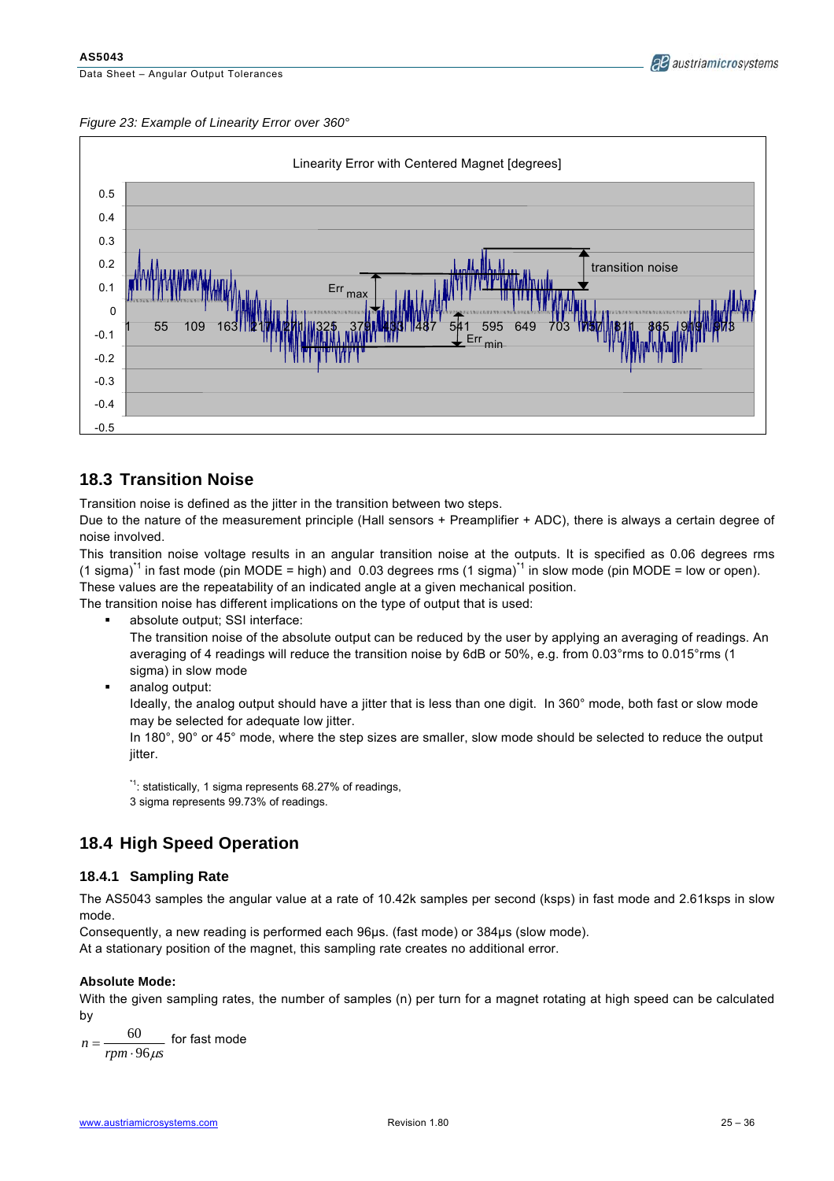*Figure 23: Example of Linearity Error over 360°*

## 18.3 Transition Noise

Transition noise is defined as the jitter in the transition between two steps.
Due to the nature of the measurement principle (Hall sensors + Preamplifier + ADC), there is always a certain degree of noise involved.
This transition noise voltage results in an angular transition noise at the outputs. It is specified as 0.06 degrees rms (1 sigma)[*1] in fast mode (pin MODE = high) and 0.03 degrees rms (1 sigma)[*1] in slow mode (pin MODE = low or open).
These values are the repeatability of an indicated angle at a given mechanical position.
The transition noise has different implications on the type of output that is used:

- absolute output; SSI interface:
  The transition noise of the absolute output can be reduced by the user by applying an averaging of readings. An averaging of 4 readings will reduce the transition noise by 6dB or 50%, e.g. from 0.03°rms to 0.015°rms (1 sigma) in slow mode
- analog output:
  Ideally, the analog output should have a jitter that is less than one digit. In 360° mode, both fast or slow mode may be selected for adequate low jitter.
  In 180°, 90° or 45° mode, where the step sizes are smaller, slow mode should be selected to reduce the output jitter.

[*1]: statistically, 1 sigma represents 68.27% of readings,
3 sigma represents 99.73% of readings.

## 18.4 High Speed Operation

### 18.4.1 Sampling Rate

The AS5043 samples the angular value at a rate of 10.42k samples per second (ksps) in fast mode and 2.61ksps in slow mode.
Consequently, a new reading is performed each 96µs. (fast mode) or 384µs (slow mode).
At a stationary position of the magnet, this sampling rate creates no additional error.

**Absolute Mode:**

With the given sampling rates, the number of samples (n) per turn for a magnet rotating at high speed can be calculated by

$$n = \frac{60}{rpm \cdot 96\mu s} \quad \text{for fast mode}$$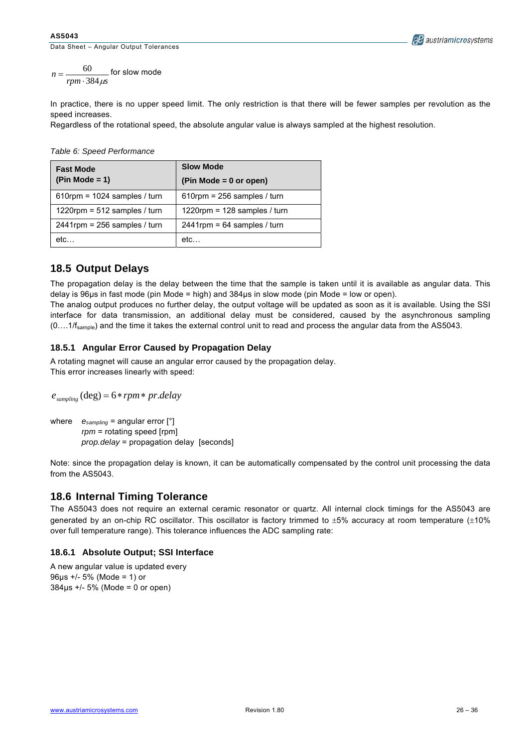$$n = \frac{60}{rpm \cdot 384\mu s}$$ for slow mode

In practice, there is no upper speed limit. The only restriction is that there will be fewer samples per revolution as the speed increases.
Regardless of the rotational speed, the absolute angular value is always sampled at the highest resolution.

*Table 6: Speed Performance*

| **Fast Mode (Pin Mode = 1)** | **Slow Mode (Pin Mode = 0 or open)** |
|---|---|
| 610rpm = 1024 samples / turn | 610rpm = 256 samples / turn |
| 1220rpm = 512 samples / turn | 1220rpm = 128 samples / turn |
| 2441rpm = 256 samples / turn | 2441rpm = 64 samples / turn |
| etc… | etc… |

## 18.5 Output Delays

The propagation delay is the delay between the time that the sample is taken until it is available as angular data. This delay is 96µs in fast mode (pin Mode = high) and 384µs in slow mode (pin Mode = low or open).
The analog output produces no further delay, the output voltage will be updated as soon as it is available. Using the SSI interface for data transmission, an additional delay must be considered, caused by the asynchronous sampling (0….1/$f_{sample}$) and the time it takes the external control unit to read and process the angular data from the AS5043.

### 18.5.1 Angular Error Caused by Propagation Delay

A rotating magnet will cause an angular error caused by the propagation delay.
This error increases linearly with speed:

$$e_{sampling}(\deg) = 6 * rpm * pr.delay$$

where $e_{sampling}$ = angular error [°]
$rpm$ = rotating speed [rpm]
$prop.delay$ = propagation delay [seconds]

Note: since the propagation delay is known, it can be automatically compensated by the control unit processing the data from the AS5043.

## 18.6 Internal Timing Tolerance

The AS5043 does not require an external ceramic resonator or quartz. All internal clock timings for the AS5043 are generated by an on-chip RC oscillator. This oscillator is factory trimmed to ±5% accuracy at room temperature (±10% over full temperature range). This tolerance influences the ADC sampling rate:

### 18.6.1 Absolute Output; SSI Interface

A new angular value is updated every
96µs +/- 5% (Mode = 1) or
384µs +/- 5% (Mode = 0 or open)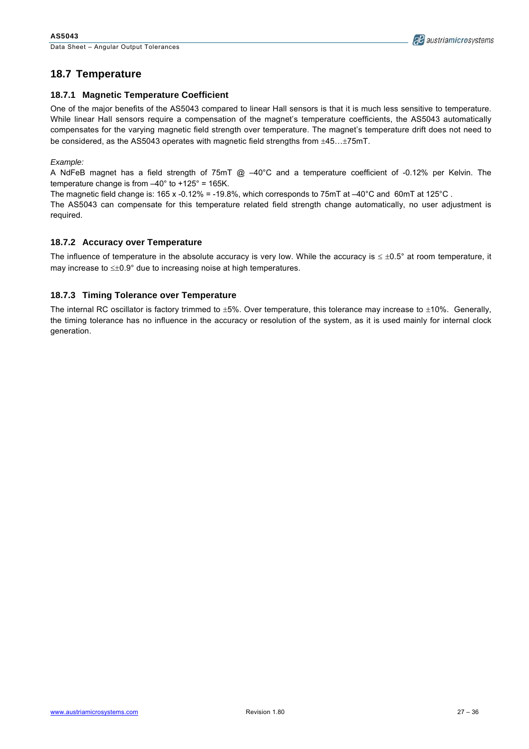## 18.7 Temperature

### 18.7.1 Magnetic Temperature Coefficient

One of the major benefits of the AS5043 compared to linear Hall sensors is that it is much less sensitive to temperature. While linear Hall sensors require a compensation of the magnet's temperature coefficients, the AS5043 automatically compensates for the varying magnetic field strength over temperature. The magnet's temperature drift does not need to be considered, as the AS5043 operates with magnetic field strengths from ±45…±75mT.

*Example:*

A NdFeB magnet has a field strength of 75mT @ –40°C and a temperature coefficient of -0.12% per Kelvin. The temperature change is from –40° to +125° = 165K.

The magnetic field change is: 165 x -0.12% = -19.8%, which corresponds to 75mT at –40°C and 60mT at 125°C .

The AS5043 can compensate for this temperature related field strength change automatically, no user adjustment is required.

### 18.7.2 Accuracy over Temperature

The influence of temperature in the absolute accuracy is very low. While the accuracy is ≤ ±0.5° at room temperature, it may increase to ≤±0.9° due to increasing noise at high temperatures.

### 18.7.3 Timing Tolerance over Temperature

The internal RC oscillator is factory trimmed to ±5%. Over temperature, this tolerance may increase to ±10%. Generally, the timing tolerance has no influence in the accuracy or resolution of the system, as it is used mainly for internal clock generation.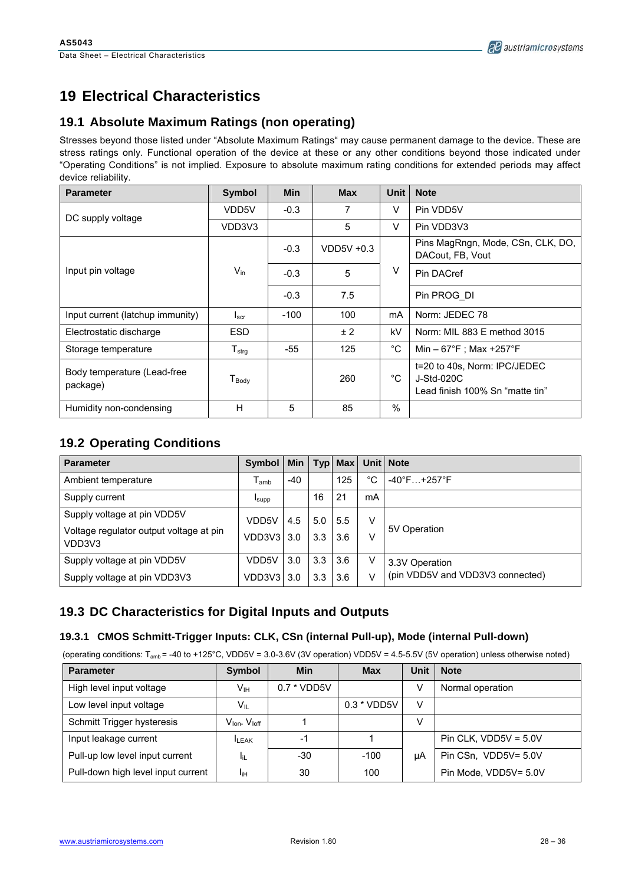# 19 Electrical Characteristics

## 19.1 Absolute Maximum Ratings (non operating)

Stresses beyond those listed under "Absolute Maximum Ratings" may cause permanent damage to the device. These are stress ratings only. Functional operation of the device at these or any other conditions beyond those indicated under "Operating Conditions" is not implied. Exposure to absolute maximum rating conditions for extended periods may affect device reliability.

| Parameter | Symbol | Min | Max | Unit | Note |
|---|---|---|---|---|---|
| DC supply voltage | VDD5V | -0.3 | 7 | V | Pin VDD5V |
| | VDD3V3 | | 5 | V | Pin VDD3V3 |
| Input pin voltage | $V_{in}$ | -0.3 | VDD5V +0.3 | V | Pins MagRngn, Mode, CSn, CLK, DO, DACout, FB, Vout |
| | | -0.3 | 5 | | Pin DACref |
| | | -0.3 | 7.5 | | Pin PROG_DI |
| Input current (latchup immunity) | $I_{scr}$ | -100 | 100 | mA | Norm: JEDEC 78 |
| Electrostatic discharge | ESD | | ± 2 | kV | Norm: MIL 883 E method 3015 |
| Storage temperature | $T_{strg}$ | -55 | 125 | °C | Min – 67°F ; Max +257°F |
| Body temperature (Lead-free package) | $T_{Body}$ | | 260 | °C | t=20 to 40s, Norm: IPC/JEDEC J-Std-020C Lead finish 100% Sn "matte tin" |
| Humidity non-condensing | H | 5 | 85 | % | |

## 19.2 Operating Conditions

| Parameter | Symbol | Min | Typ | Max | Unit | Note |
|---|---|---|---|---|---|---|
| Ambient temperature | $T_{amb}$ | -40 | | 125 | °C | -40°F…+257°F |
| Supply current | $I_{supp}$ | | 16 | 21 | mA | |
| Supply voltage at pin VDD5V | VDD5V | 4.5 | 5.0 | 5.5 | V | 5V Operation |
| Voltage regulator output voltage at pin VDD3V3 | VDD3V3 | 3.0 | 3.3 | 3.6 | V | |
| Supply voltage at pin VDD5V | VDD5V | 3.0 | 3.3 | 3.6 | V | 3.3V Operation (pin VDD5V and VDD3V3 connected) |
| Supply voltage at pin VDD3V3 | VDD3V3 | 3.0 | 3.3 | 3.6 | V | |

## 19.3 DC Characteristics for Digital Inputs and Outputs

### 19.3.1 CMOS Schmitt-Trigger Inputs: CLK, CSn (internal Pull-up), Mode (internal Pull-down)

(operating conditions: $T_{amb}$ = -40 to +125°C, VDD5V = 3.0-3.6V (3V operation) VDD5V = 4.5-5.5V (5V operation) unless otherwise noted)

| Parameter | Symbol | Min | Max | Unit | Note |
|---|---|---|---|---|---|
| High level input voltage | $V_{IH}$ | 0.7 * VDD5V | | V | Normal operation |
| Low level input voltage | $V_{IL}$ | | 0.3 * VDD5V | V | |
| Schmitt Trigger hysteresis | $V_{Ion}$- $V_{Ioff}$ | 1 | | V | |
| Input leakage current | $I_{LEAK}$ | -1 | 1 | µA | Pin CLK, VDD5V = 5.0V |
| Pull-up low level input current | $I_{IL}$ | -30 | -100 | | Pin CSn, VDD5V= 5.0V |
| Pull-down high level input current | $I_{IH}$ | 30 | 100 | | Pin Mode, VDD5V= 5.0V |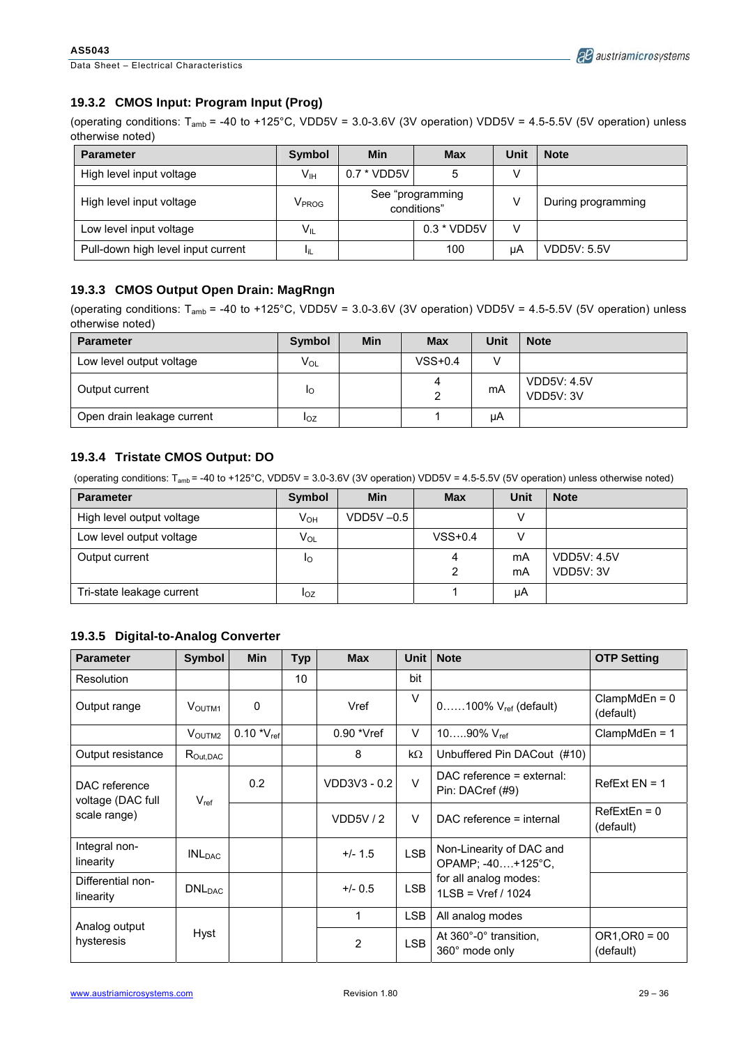### 19.3.2 CMOS Input: Program Input (Prog)

(operating conditions: $T_{amb}$ = -40 to +125°C, VDD5V = 3.0-3.6V (3V operation) VDD5V = 4.5-5.5V (5V operation) unless otherwise noted)

| Parameter | Symbol | Min | Max | Unit | Note |
|---|---|---|---|---|---|
| High level input voltage | $V_{IH}$ | 0.7 * VDD5V | 5 | V | |
| High level input voltage | $V_{PROG}$ | See “programming conditions” | | V | During programming |
| Low level input voltage | $V_{IL}$ | | 0.3 * VDD5V | V | |
| Pull-down high level input current | $I_{IL}$ | | 100 | µA | VDD5V: 5.5V |

### 19.3.3 CMOS Output Open Drain: MagRngn

(operating conditions: $T_{amb}$ = -40 to +125°C, VDD5V = 3.0-3.6V (3V operation) VDD5V = 4.5-5.5V (5V operation) unless otherwise noted)

| Parameter | Symbol | Min | Max | Unit | Note |
|---|---|---|---|---|---|
| Low level output voltage | $V_{OL}$ | | VSS+0.4 | V | |
| Output current | $I_O$ | | 4<br>2 | mA | VDD5V: 4.5V<br>VDD5V: 3V |
| Open drain leakage current | $I_{OZ}$ | | 1 | µA | |

### 19.3.4 Tristate CMOS Output: DO

(operating conditions: $T_{amb}$ = -40 to +125°C, VDD5V = 3.0-3.6V (3V operation) VDD5V = 4.5-5.5V (5V operation) unless otherwise noted)

| Parameter | Symbol | Min | Max | Unit | Note |
|---|---|---|---|---|---|
| High level output voltage | $V_{OH}$ | VDD5V –0.5 | | V | |
| Low level output voltage | $V_{OL}$ | | VSS+0.4 | V | |
| Output current | $I_O$ | | 4<br>2 | mA<br>mA | VDD5V: 4.5V<br>VDD5V: 3V |
| Tri-state leakage current | $I_{OZ}$ | | 1 | µA | |

### 19.3.5 Digital-to-Analog Converter

| Parameter | Symbol | Min | Typ | Max | Unit | Note | OTP Setting |
|---|---|---|---|---|---|---|---|
| Resolution | | | 10 | | bit | | |
| Output range | $V_{OUTM1}$ | 0 | | Vref | V | 0……100% $V_{ref}$ (default) | ClampMdEn = 0 (default) |
| | $V_{OUTM2}$ | 0.10 *$V_{ref}$ | | 0.90 *Vref | V | 10…..90% $V_{ref}$ | ClampMdEn = 1 |
| Output resistance | $R_{Out,DAC}$ | | | 8 | kΩ | Unbuffered Pin DACout (#10) | |
| DAC reference voltage (DAC full scale range) | $V_{ref}$ | 0.2 | | VDD3V3 - 0.2 | V | DAC reference = external: Pin: DACref (#9) | RefExt EN = 1 |
| | | | | VDD5V / 2 | V | DAC reference = internal | RefExtEn = 0 (default) |
| Integral non-linearity | $INL_{DAC}$ | | | +/- 1.5 | LSB | Non-Linearity of DAC and OPAMP; -40….+125°C, for all analog modes: 1LSB = Vref / 1024 | |
| Differential non-linearity | $DNL_{DAC}$ | | | +/- 0.5 | LSB | | |
| Analog output hysteresis | Hyst | | | 1 | LSB | All analog modes | |
| | | | | 2 | LSB | At 360°-0° transition, 360° mode only | OR1,OR0 = 00 (default) |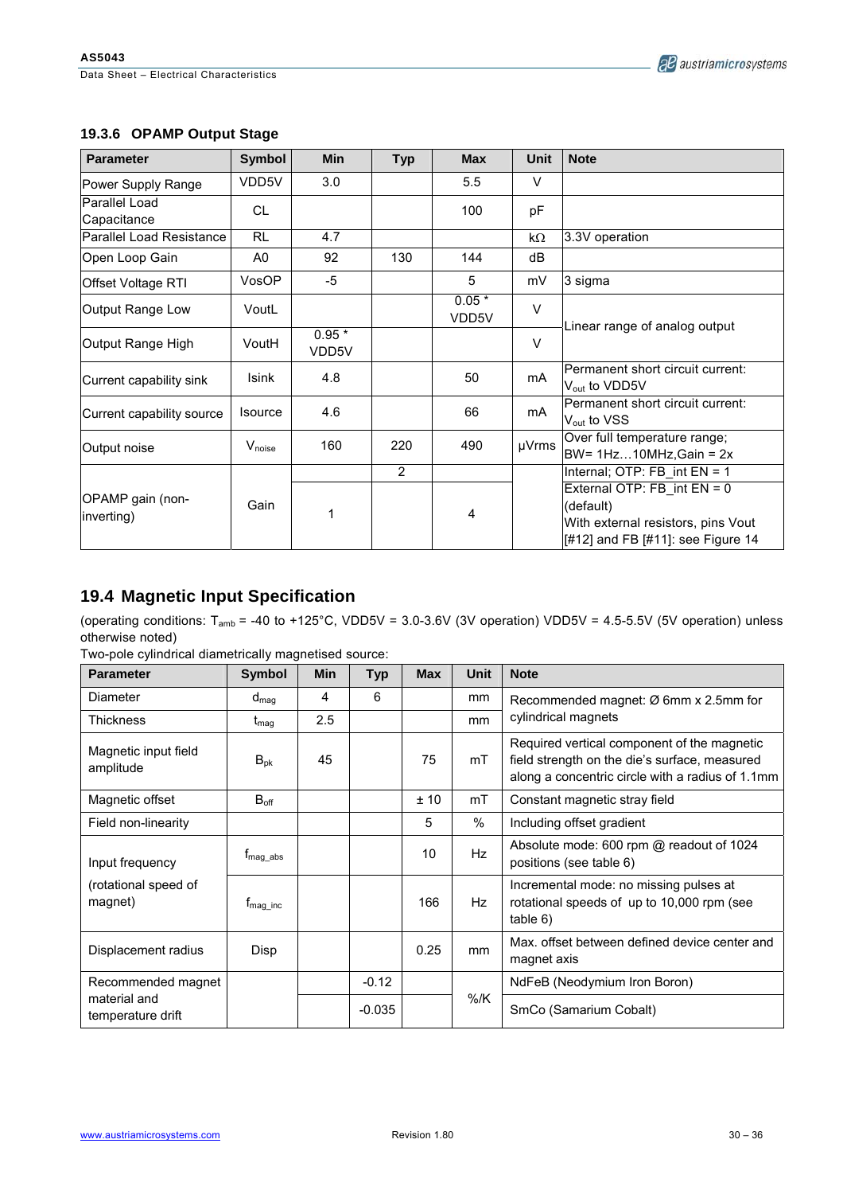### 19.3.6 OPAMP Output Stage

| Parameter | Symbol | Min | Typ | Max | Unit | Note |
|---|---|---|---|---|---|---|
| Power Supply Range | VDD5V | 3.0 | | 5.5 | V | |
| Parallel Load Capacitance | CL | | | 100 | pF | |
| Parallel Load Resistance | RL | 4.7 | | | kΩ | 3.3V operation |
| Open Loop Gain | A0 | 92 | 130 | 144 | dB | |
| Offset Voltage RTI | VosOP | -5 | | 5 | mV | 3 sigma |
| Output Range Low | VoutL | | | 0.05 * VDD5V | V | Linear range of analog output |
| Output Range High | VoutH | 0.95 * VDD5V | | | V | |
| Current capability sink | Isink | 4.8 | | 50 | mA | Permanent short circuit current: $V_{out}$ to VDD5V |
| Current capability source | Isource | 4.6 | | 66 | mA | Permanent short circuit current: $V_{out}$ to VSS |
| Output noise | $V_{noise}$ | 160 | 220 | 490 | µVrms | Over full temperature range; BW= 1Hz…10MHz,Gain = 2x |
| OPAMP gain (non-inverting) | Gain | | 2 | | | Internal; OTP: FB_int EN = 1 |
| | | 1 | | 4 | | External OTP: FB_int EN = 0 (default) With external resistors, pins Vout [#12] and FB [#11]: see Figure 14 |

## 19.4 Magnetic Input Specification

(operating conditions: $T_{amb}$ = -40 to +125°C, VDD5V = 3.0-3.6V (3V operation) VDD5V = 4.5-5.5V (5V operation) unless otherwise noted)

Two-pole cylindrical diametrically magnetised source:

| Parameter | Symbol | Min | Typ | Max | Unit | Note |
|---|---|---|---|---|---|---|
| Diameter | $d_{mag}$ | 4 | 6 | | mm | Recommended magnet: Ø 6mm x 2.5mm for cylindrical magnets |
| Thickness | $t_{mag}$ | 2.5 | | | mm | |
| Magnetic input field amplitude | $B_{pk}$ | 45 | | 75 | mT | Required vertical component of the magnetic field strength on the die's surface, measured along a concentric circle with a radius of 1.1mm |
| Magnetic offset | $B_{off}$ | | | ± 10 | mT | Constant magnetic stray field |
| Field non-linearity | | | | 5 | % | Including offset gradient |
| Input frequency (rotational speed of magnet) | $f_{mag\_abs}$ | | | 10 | Hz | Absolute mode: 600 rpm @ readout of 1024 positions (see table 6) |
| | $f_{mag\_inc}$ | | | 166 | Hz | Incremental mode: no missing pulses at rotational speeds of up to 10,000 rpm (see table 6) |
| Displacement radius | Disp | | | 0.25 | mm | Max. offset between defined device center and magnet axis |
| Recommended magnet material and temperature drift | | | -0.12 | | %/K | NdFeB (Neodymium Iron Boron) |
| | | | -0.035 | | | SmCo (Samarium Cobalt) |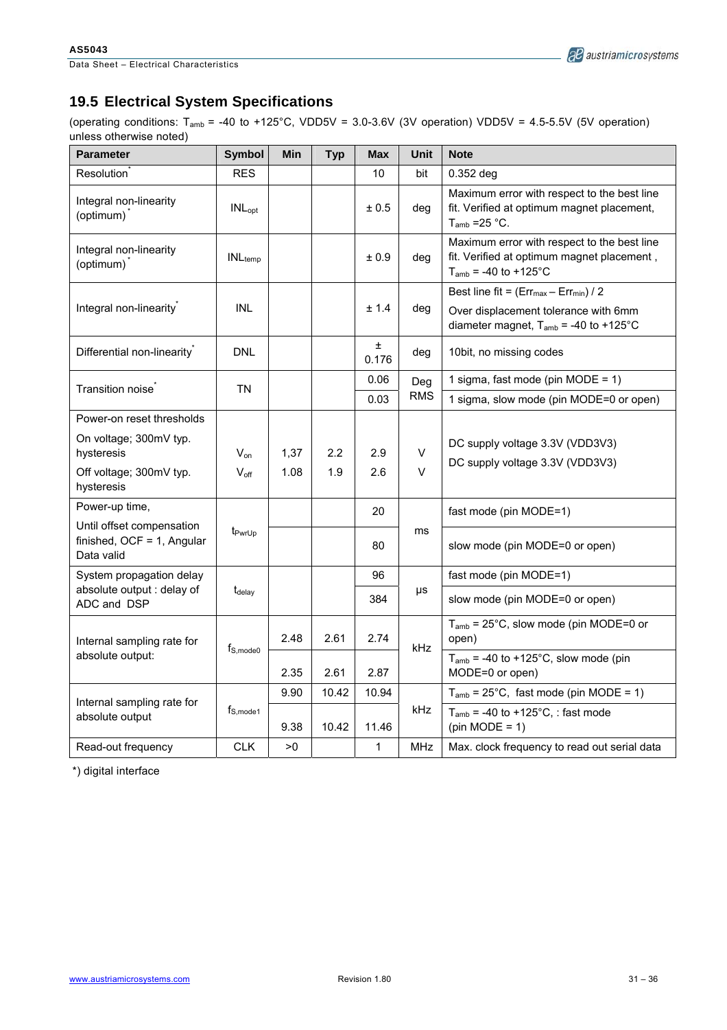## 19.5 Electrical System Specifications

(operating conditions: $T_{amb}$ = -40 to +125°C, VDD5V = 3.0-3.6V (3V operation) VDD5V = 4.5-5.5V (5V operation) unless otherwise noted)

| Parameter | Symbol | Min | Typ | Max | Unit | Note |
|---|---|---|---|---|---|---|
| Resolution* | RES | | | 10 | bit | 0.352 deg |
| Integral non-linearity (optimum)* | $INL_{opt}$ | | | ± 0.5 | deg | Maximum error with respect to the best line fit. Verified at optimum magnet placement, $T_{amb}$ =25 °C. |
| Integral non-linearity (optimum)* | $INL_{temp}$ | | | ± 0.9 | deg | Maximum error with respect to the best line fit. Verified at optimum magnet placement , $T_{amb}$ = -40 to +125°C |
| Integral non-linearity* | INL | | | ± 1.4 | deg | Best line fit = ($Err_{max}$ – $Err_{min}$) / 2<br>Over displacement tolerance with 6mm diameter magnet, $T_{amb}$ = -40 to +125°C |
| Differential non-linearity* | DNL | | | ± 0.176 | deg | 10bit, no missing codes |
| Transition noise* | TN | | | 0.06 | Deg RMS | 1 sigma, fast mode (pin MODE = 1) |
| | | | | 0.03 | | 1 sigma, slow mode (pin MODE=0 or open) |
| Power-on reset thresholds<br>On voltage; 300mV typ. hysteresis<br>Off voltage; 300mV typ. hysteresis | $V_{on}$<br>$V_{off}$ | 1,37<br>1.08 | 2.2<br>1.9 | 2.9<br>2.6 | V<br>V | DC supply voltage 3.3V (VDD3V3)<br>DC supply voltage 3.3V (VDD3V3) |
| Power-up time,<br>Until offset compensation finished, OCF = 1, Angular Data valid | $t_{PwrUp}$ | | | 20 | ms | fast mode (pin MODE=1) |
| | | | | 80 | | slow mode (pin MODE=0 or open) |
| System propagation delay absolute output : delay of ADC and DSP | $t_{delay}$ | | | 96 | µs | fast mode (pin MODE=1) |
| | | | | 384 | | slow mode (pin MODE=0 or open) |
| Internal sampling rate for absolute output: | $f_{S,mode0}$ | 2.48 | 2.61 | 2.74 | kHz | $T_{amb}$ = 25°C, slow mode (pin MODE=0 or open) |
| | | 2.35 | 2.61 | 2.87 | | $T_{amb}$ = -40 to +125°C, slow mode (pin MODE=0 or open) |
| Internal sampling rate for absolute output | $f_{S,mode1}$ | 9.90 | 10.42 | 10.94 | kHz | $T_{amb}$ = 25°C, fast mode (pin MODE = 1) |
| | | 9.38 | 10.42 | 11.46 | | $T_{amb}$ = -40 to +125°C, : fast mode (pin MODE = 1) |
| Read-out frequency | CLK | >0 | | 1 | MHz | Max. clock frequency to read out serial data |

*) digital interface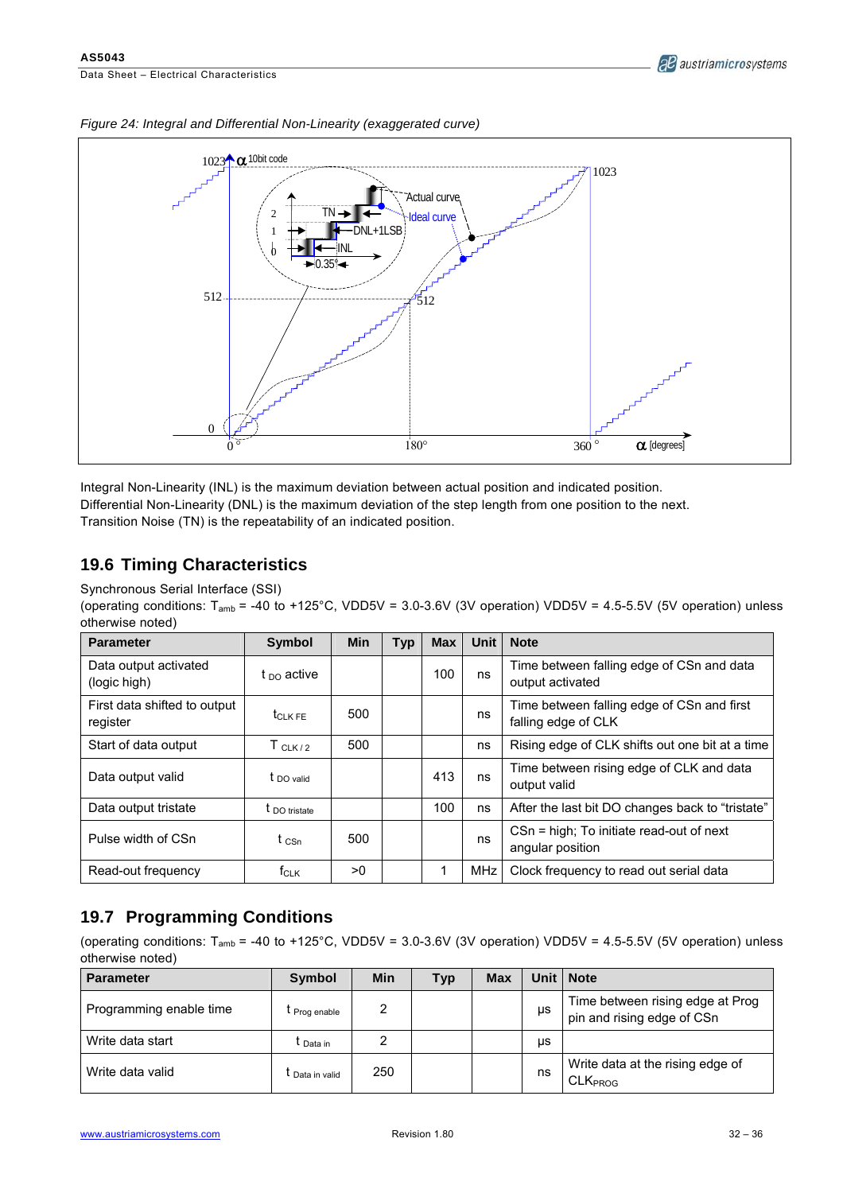*Figure 24: Integral and Differential Non-Linearity (exaggerated curve)*

Integral Non-Linearity (INL) is the maximum deviation between actual position and indicated position.
Differential Non-Linearity (DNL) is the maximum deviation of the step length from one position to the next.
Transition Noise (TN) is the repeatability of an indicated position.

## 19.6 Timing Characteristics

Synchronous Serial Interface (SSI)

(operating conditions: $T_{amb}$ = -40 to +125°C, VDD5V = 3.0-3.6V (3V operation) VDD5V = 4.5-5.5V (5V operation) unless otherwise noted)

| Parameter | Symbol | Min | Typ | Max | Unit | Note |
|---|---|---|---|---|---|---|
| Data output activated (logic high) | $t_{DO}$ active | | | 100 | ns | Time between falling edge of CSn and data output activated |
| First data shifted to output register | $t_{CLK\ FE}$ | 500 | | | ns | Time between falling edge of CSn and first falling edge of CLK |
| Start of data output | $T_{CLK\ /\ 2}$ | 500 | | | ns | Rising edge of CLK shifts out one bit at a time |
| Data output valid | $t_{DO\ valid}$ | | | 413 | ns | Time between rising edge of CLK and data output valid |
| Data output tristate | $t_{DO\ tristate}$ | | | 100 | ns | After the last bit DO changes back to "tristate" |
| Pulse width of CSn | $t_{CSn}$ | 500 | | | ns | CSn = high; To initiate read-out of next angular position |
| Read-out frequency | $f_{CLK}$ | >0 | | 1 | MHz | Clock frequency to read out serial data |

## 19.7 Programming Conditions

(operating conditions: $T_{amb}$ = -40 to +125°C, VDD5V = 3.0-3.6V (3V operation) VDD5V = 4.5-5.5V (5V operation) unless otherwise noted)

| Parameter | Symbol | Min | Typ | Max | Unit | Note |
|---|---|---|---|---|---|---|
| Programming enable time | $t_{Prog\ enable}$ | 2 | | | µs | Time between rising edge at Prog pin and rising edge of CSn |
| Write data start | $t_{Data\ in}$ | 2 | | | µs | |
| Write data valid | $t_{Data\ in\ valid}$ | 250 | | | ns | Write data at the rising edge of $CLK_{PROG}$ |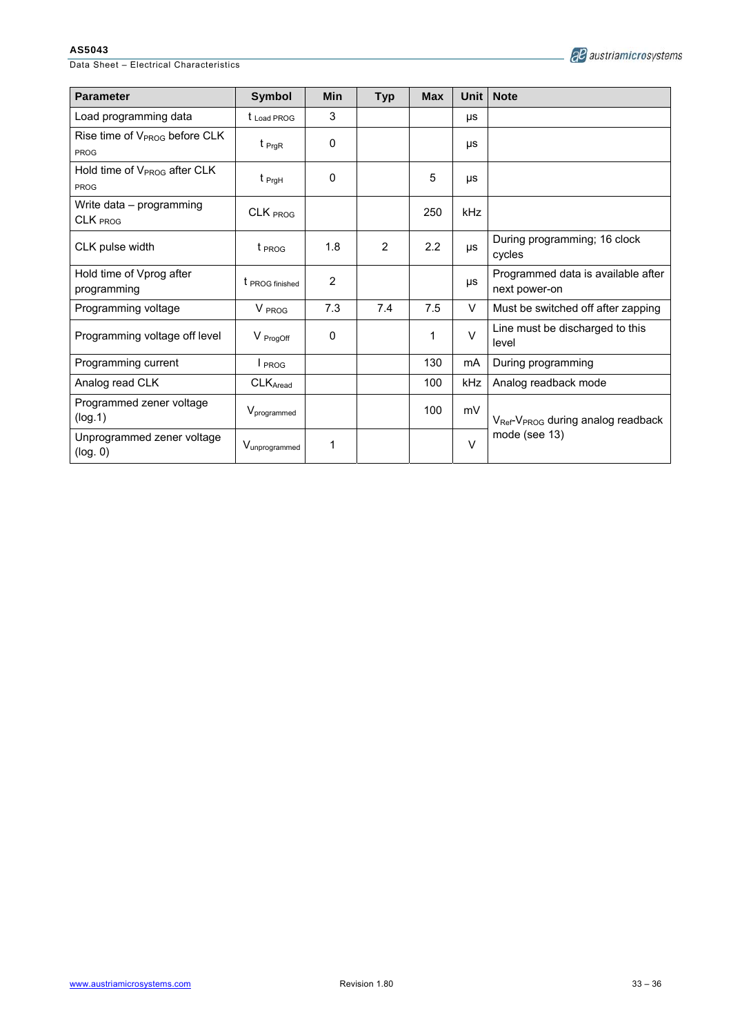| Parameter | Symbol | Min | Typ | Max | Unit | Note |
| --- | --- | --- | --- | --- | --- | --- |
| Load programming data | $t_{Load\ PROG}$ | 3 | | | µs | |
| Rise time of $V_{PROG}$ before CLK PROG | $t_{PrgR}$ | 0 | | | µs | |
| Hold time of $V_{PROG}$ after CLK PROG | $t_{PrgH}$ | 0 | | 5 | µs | |
| Write data – programming CLK PROG | $CLK_{PROG}$ | | | 250 | kHz | |
| CLK pulse width | $t_{PROG}$ | 1.8 | 2 | 2.2 | µs | During programming; 16 clock cycles |
| Hold time of Vprog after programming | $t_{PROG\ finished}$ | 2 | | | µs | Programmed data is available after next power-on |
| Programming voltage | $V_{PROG}$ | 7.3 | 7.4 | 7.5 | V | Must be switched off after zapping |
| Programming voltage off level | $V_{ProgOff}$ | 0 | | 1 | V | Line must be discharged to this level |
| Programming current | $I_{PROG}$ | | | 130 | mA | During programming |
| Analog read CLK | $CLK_{Aread}$ | | | 100 | kHz | Analog readback mode |
| Programmed zener voltage (log.1) | $V_{programmed}$ | | | 100 | mV | $V_{Ref}$-$V_{PROG}$ during analog readback mode (see 13) |
| Unprogrammed zener voltage (log. 0) | $V_{unprogrammed}$ | 1 | | | V | |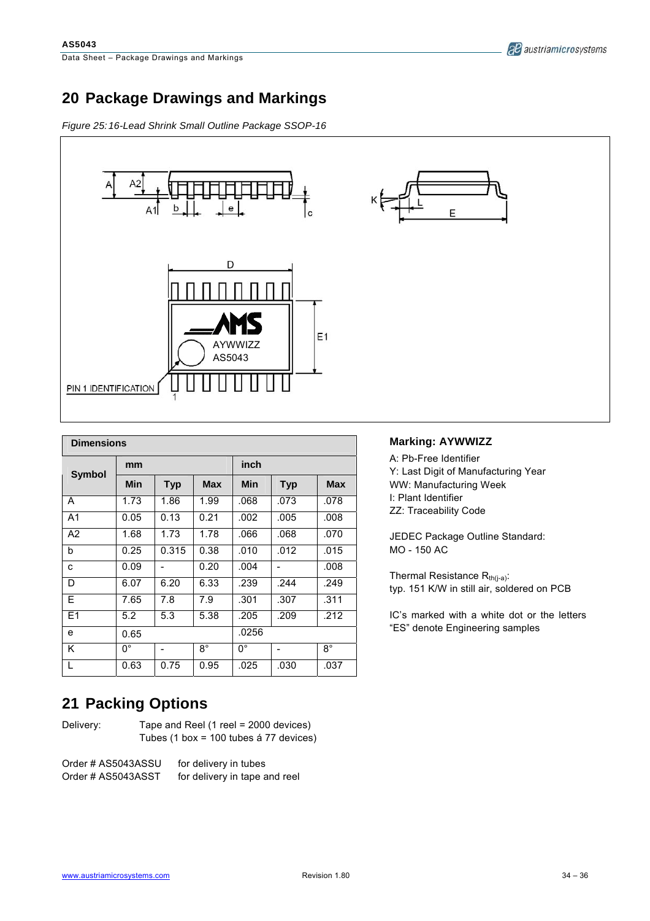# 20 Package Drawings and Markings

*Figure 25: 16-Lead Shrink Small Outline Package SSOP-16*

| Dimensions | | | | | | |
|---|---|---|---|---|---|---|
| Symbol | mm | | | inch | | |
| | Min | Typ | Max | Min | Typ | Max |
| A | 1.73 | 1.86 | 1.99 | .068 | .073 | .078 |
| A1 | 0.05 | 0.13 | 0.21 | .002 | .005 | .008 |
| A2 | 1.68 | 1.73 | 1.78 | .066 | .068 | .070 |
| b | 0.25 | 0.315 | 0.38 | .010 | .012 | .015 |
| c | 0.09 | - | 0.20 | .004 | - | .008 |
| D | 6.07 | 6.20 | 6.33 | .239 | .244 | .249 |
| E | 7.65 | 7.8 | 7.9 | .301 | .307 | .311 |
| E1 | 5.2 | 5.3 | 5.38 | .205 | .209 | .212 |
| e | 0.65 | | | .0256 | | |
| K | 0° | - | 8° | 0° | - | 8° |
| L | 0.63 | 0.75 | 0.95 | .025 | .030 | .037 |

**Marking: AYWWIZZ**

A: Pb-Free Identifier
Y: Last Digit of Manufacturing Year
WW: Manufacturing Week
I: Plant Identifier
ZZ: Traceability Code

JEDEC Package Outline Standard:
MO - 150 AC

Thermal Resistance $R_{th(j-a)}$:
typ. 151 K/W in still air, soldered on PCB

IC's marked with a white dot or the letters "ES" denote Engineering samples

# 21 Packing Options

Delivery: Tape and Reel (1 reel = 2000 devices)
Tubes (1 box = 100 tubes á 77 devices)

Order # AS5043ASSU for delivery in tubes
Order # AS5043ASST for delivery in tape and reel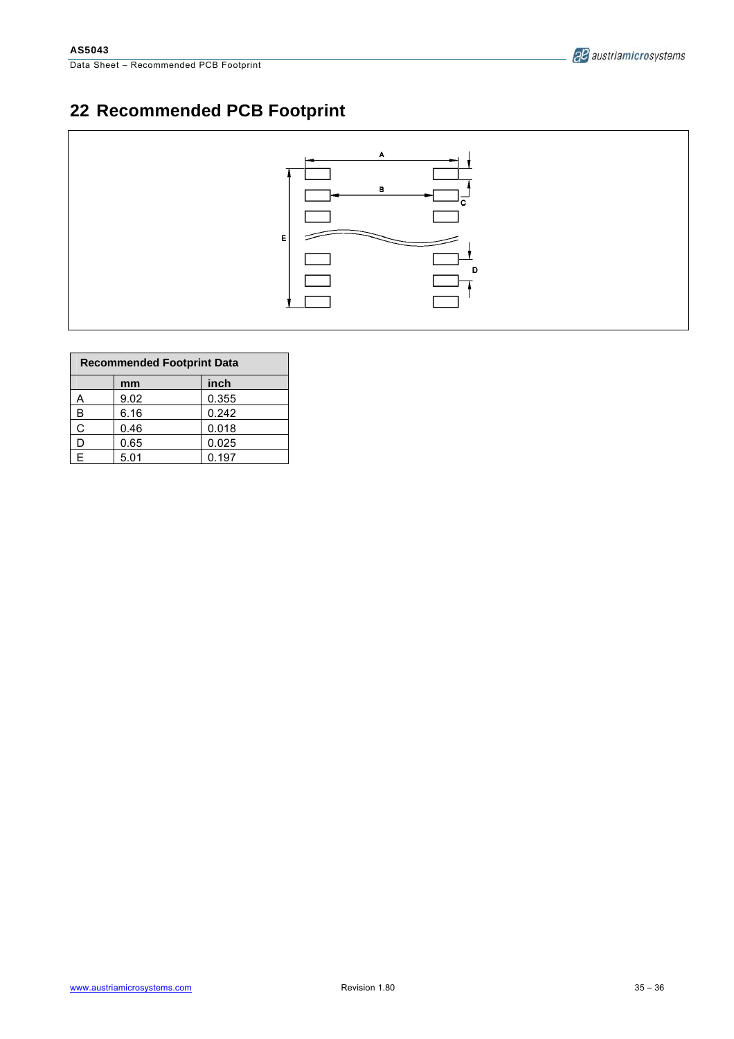# 22 Recommended PCB Footprint

| Recommended Footprint Data | | |
|---|---|---|
| | mm | inch |
| A | 9.02 | 0.355 |
| B | 6.16 | 0.242 |
| C | 0.46 | 0.018 |
| D | 0.65 | 0.025 |
| E | 5.01 | 0.197 |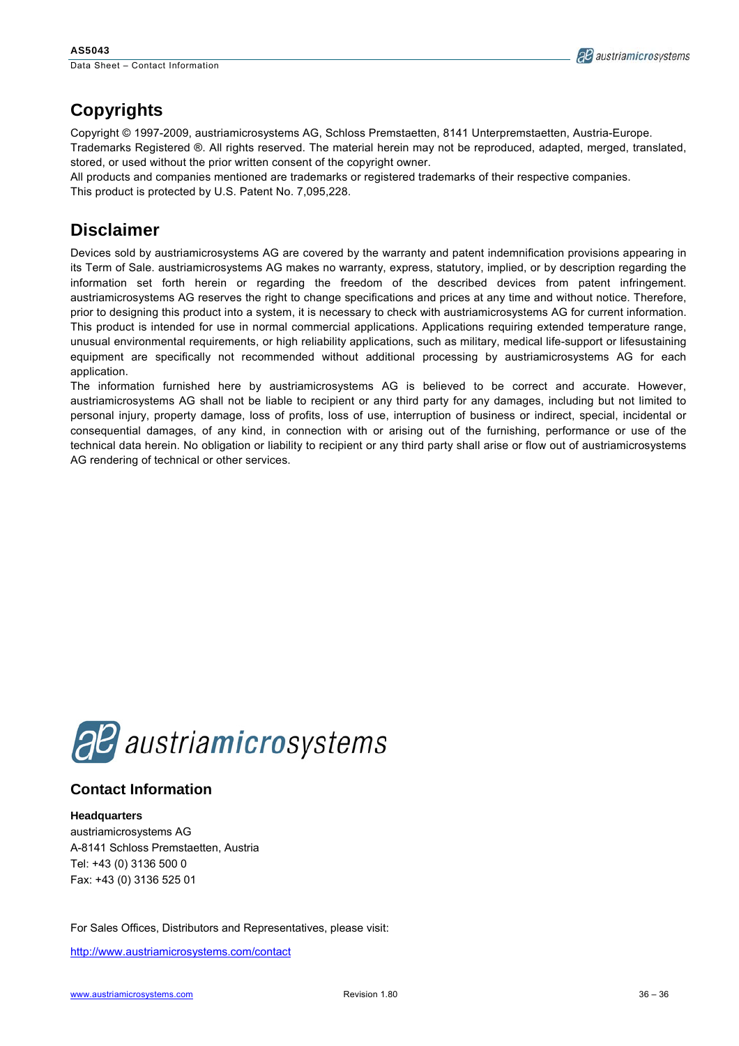# Copyrights

Copyright © 1997-2009, austriamicrosystems AG, Schloss Premstaetten, 8141 Unterpremstaetten, Austria-Europe. Trademarks Registered ®. All rights reserved. The material herein may not be reproduced, adapted, merged, translated, stored, or used without the prior written consent of the copyright owner.

All products and companies mentioned are trademarks or registered trademarks of their respective companies.

This product is protected by U.S. Patent No. 7,095,228.

# Disclaimer

Devices sold by austriamicrosystems AG are covered by the warranty and patent indemnification provisions appearing in its Term of Sale. austriamicrosystems AG makes no warranty, express, statutory, implied, or by description regarding the information set forth herein or regarding the freedom of the described devices from patent infringement. austriamicrosystems AG reserves the right to change specifications and prices at any time and without notice. Therefore, prior to designing this product into a system, it is necessary to check with austriamicrosystems AG for current information. This product is intended for use in normal commercial applications. Applications requiring extended temperature range, unusual environmental requirements, or high reliability applications, such as military, medical life-support or lifesustaining equipment are specifically not recommended without additional processing by austriamicrosystems AG for each application.

The information furnished here by austriamicrosystems AG is believed to be correct and accurate. However, austriamicrosystems AG shall not be liable to recipient or any third party for any damages, including but not limited to personal injury, property damage, loss of profits, loss of use, interruption of business or indirect, special, incidental or consequential damages, of any kind, in connection with or arising out of the furnishing, performance or use of the technical data herein. No obligation or liability to recipient or any third party shall arise or flow out of austriamicrosystems AG rendering of technical or other services.

austriamicrosystems

## Contact Information

**Headquarters**

austriamicrosystems AG
A-8141 Schloss Premstaetten, Austria
Tel: +43 (0) 3136 500 0
Fax: +43 (0) 3136 525 01

For Sales Offices, Distributors and Representatives, please visit:

http://www.austriamicrosystems.com/contact